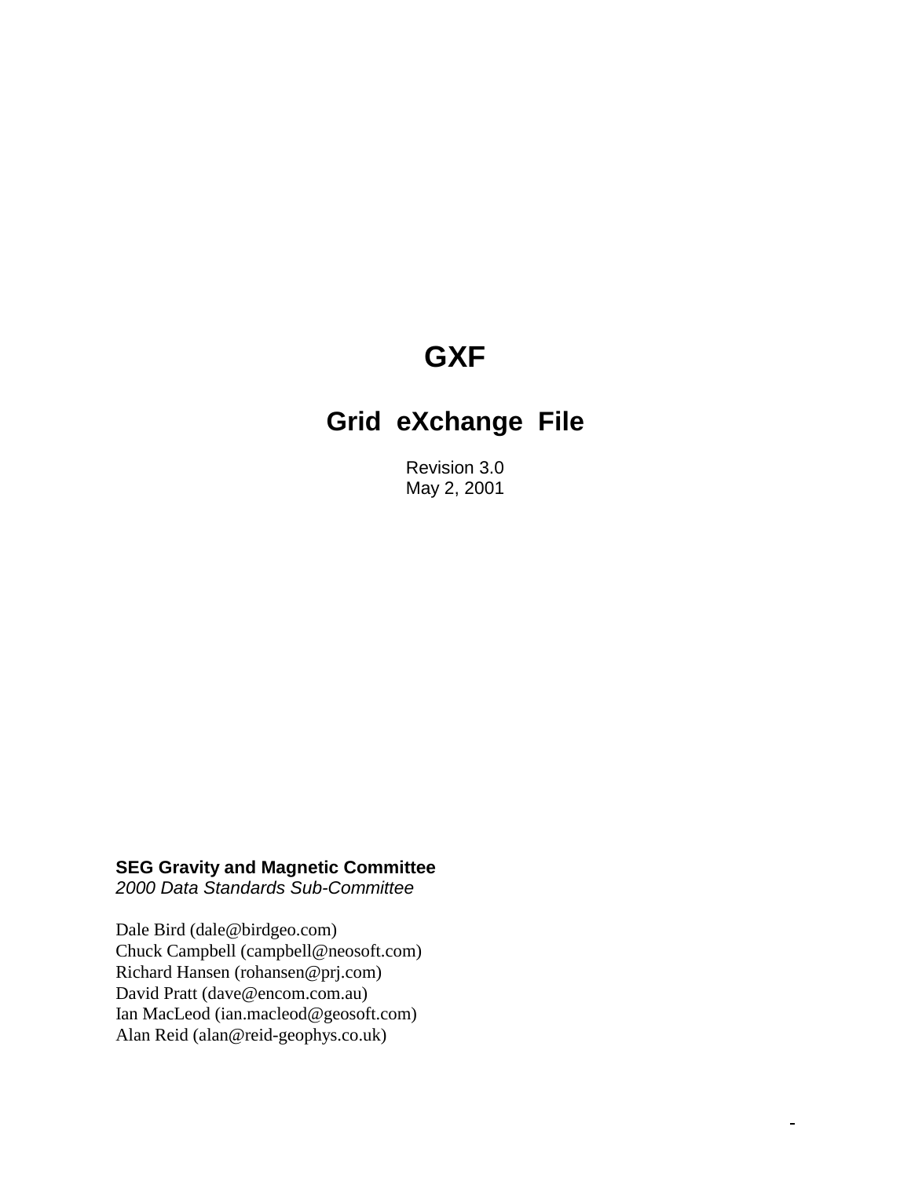# GXF

## Grid eXchange File

Revision 3.0
May 2, 2001

**SEG Gravity and Magnetic Committee**
*2000 Data Standards Sub-Committee*

Dale Bird (dale@birdgeo.com)
Chuck Campbell (campbell@neosoft.com)
Richard Hansen (rohansen@prj.com)
David Pratt (dave@encom.com.au)
Ian MacLeod (ian.macleod@geosoft.com)
Alan Reid (alan@reid-geophys.co.uk)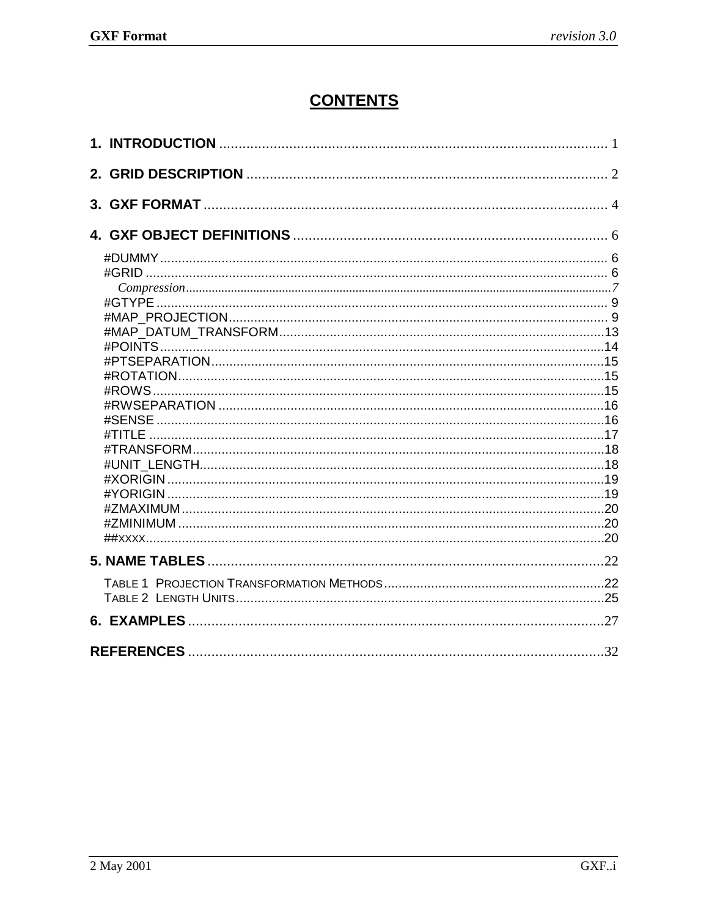# CONTENTS

**1. INTRODUCTION** ..................................................................................................... 1

**2. GRID DESCRIPTION** .............................................................................................. 2

**3. GXF FORMAT** ......................................................................................................... 4

**4. GXF OBJECT DEFINITIONS** .................................................................................. 6

- #DUMMY ........................................................................................................................ 6
- #GRID ............................................................................................................................. 6
  - *Compression* ............................................................................................................. 7
- #GTYPE .......................................................................................................................... 9
- #MAP_PROJECTION ...................................................................................................... 9
- #MAP_DATUM_TRANSFORM ........................................................................................ 13
- #POINTS ......................................................................................................................... 14
- #PTSEPARATION ............................................................................................................ 15
- #ROTATION .................................................................................................................... 15
- #ROWS ............................................................................................................................ 15
- #RWSEPARATION .......................................................................................................... 16
- #SENSE ........................................................................................................................... 16
- #TITLE ............................................................................................................................ 17
- #TRANSFORM ................................................................................................................. 18
- #UNIT_LENGTH ............................................................................................................... 18
- #XORIGIN ........................................................................................................................ 19
- #YORIGIN ........................................................................................................................ 19
- #ZMAXIMUM .................................................................................................................... 20
- #ZMINIMUM ..................................................................................................................... 20
- ##XXXX ........................................................................................................................... 20

**5. NAME TABLES** ......................................................................................................... 22

- TABLE 1 PROJECTION TRANSFORMATION METHODS ................................................... 22
- TABLE 2 LENGTH UNITS ................................................................................................. 25

**6. EXAMPLES** .............................................................................................................. 27

**REFERENCES** ............................................................................................................. 32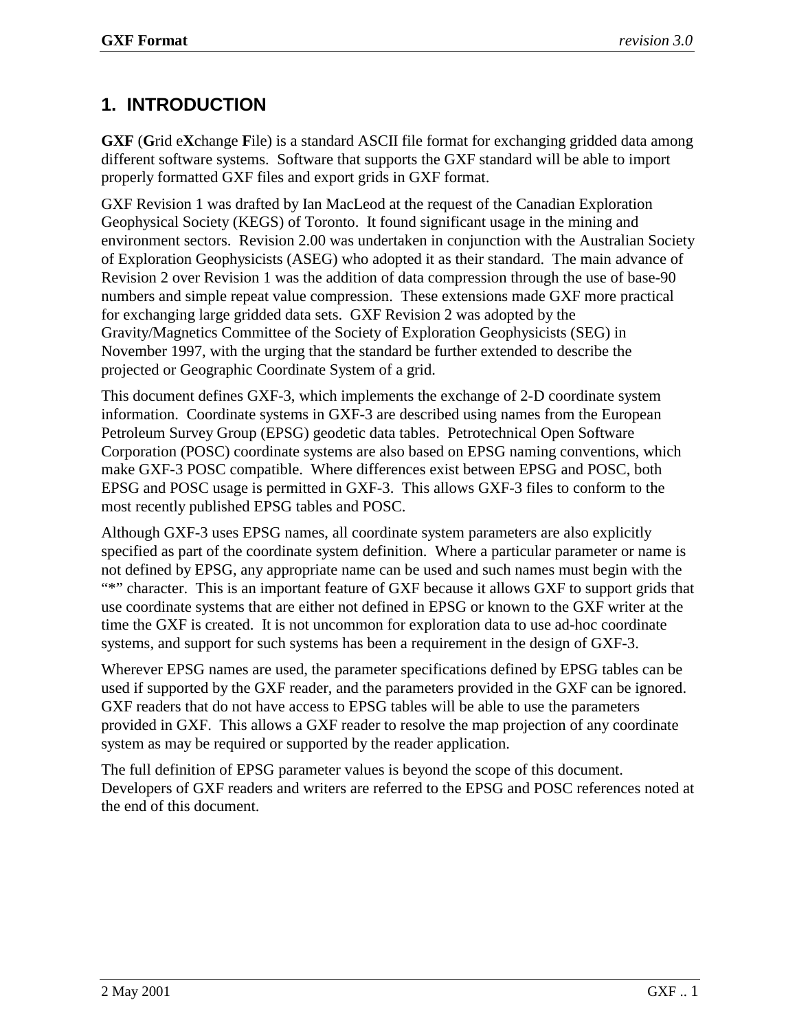# 1. INTRODUCTION

**GXF** (**G**rid e**X**change **F**ile) is a standard ASCII file format for exchanging gridded data among different software systems. Software that supports the GXF standard will be able to import properly formatted GXF files and export grids in GXF format.

GXF Revision 1 was drafted by Ian MacLeod at the request of the Canadian Exploration Geophysical Society (KEGS) of Toronto. It found significant usage in the mining and environment sectors. Revision 2.00 was undertaken in conjunction with the Australian Society of Exploration Geophysicists (ASEG) who adopted it as their standard. The main advance of Revision 2 over Revision 1 was the addition of data compression through the use of base-90 numbers and simple repeat value compression. These extensions made GXF more practical for exchanging large gridded data sets. GXF Revision 2 was adopted by the Gravity/Magnetics Committee of the Society of Exploration Geophysicists (SEG) in November 1997, with the urging that the standard be further extended to describe the projected or Geographic Coordinate System of a grid.

This document defines GXF-3, which implements the exchange of 2-D coordinate system information. Coordinate systems in GXF-3 are described using names from the European Petroleum Survey Group (EPSG) geodetic data tables. Petrotechnical Open Software Corporation (POSC) coordinate systems are also based on EPSG naming conventions, which make GXF-3 POSC compatible. Where differences exist between EPSG and POSC, both EPSG and POSC usage is permitted in GXF-3. This allows GXF-3 files to conform to the most recently published EPSG tables and POSC.

Although GXF-3 uses EPSG names, all coordinate system parameters are also explicitly specified as part of the coordinate system definition. Where a particular parameter or name is not defined by EPSG, any appropriate name can be used and such names must begin with the "*" character. This is an important feature of GXF because it allows GXF to support grids that use coordinate systems that are either not defined in EPSG or known to the GXF writer at the time the GXF is created. It is not uncommon for exploration data to use ad-hoc coordinate systems, and support for such systems has been a requirement in the design of GXF-3.

Wherever EPSG names are used, the parameter specifications defined by EPSG tables can be used if supported by the GXF reader, and the parameters provided in the GXF can be ignored. GXF readers that do not have access to EPSG tables will be able to use the parameters provided in GXF. This allows a GXF reader to resolve the map projection of any coordinate system as may be required or supported by the reader application.

The full definition of EPSG parameter values is beyond the scope of this document. Developers of GXF readers and writers are referred to the EPSG and POSC references noted at the end of this document.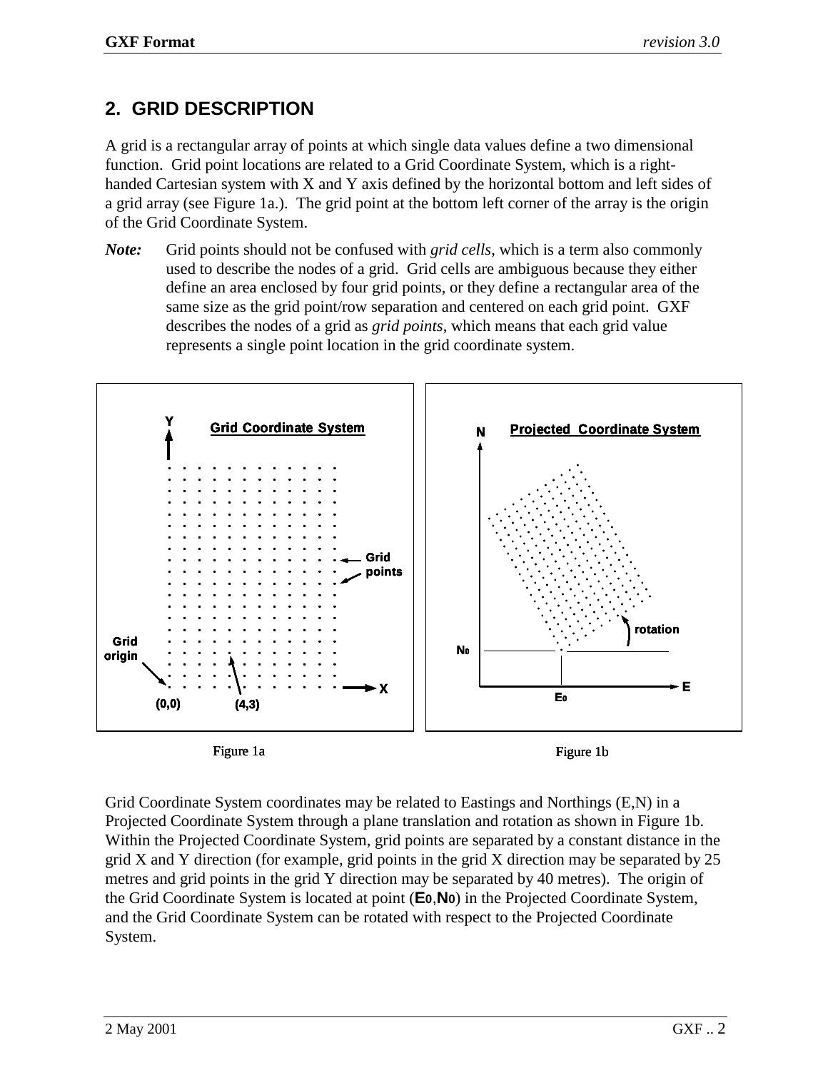## 2. GRID DESCRIPTION

A grid is a rectangular array of points at which single data values define a two dimensional function. Grid point locations are related to a Grid Coordinate System, which is a right-handed Cartesian system with X and Y axis defined by the horizontal bottom and left sides of a grid array (see Figure 1a.). The grid point at the bottom left corner of the array is the origin of the Grid Coordinate System.

***Note:*** Grid points should not be confused with *grid cells*, which is a term also commonly used to describe the nodes of a grid. Grid cells are ambiguous because they either define an area enclosed by four grid points, or they define a rectangular area of the same size as the grid point/row separation and centered on each grid point. GXF describes the nodes of a grid as *grid points*, which means that each grid value represents a single point location in the grid coordinate system.

Figure 1a

Figure 1b

Grid Coordinate System coordinates may be related to Eastings and Northings (E,N) in a Projected Coordinate System through a plane translation and rotation as shown in Figure 1b. Within the Projected Coordinate System, grid points are separated by a constant distance in the grid X and Y direction (for example, grid points in the grid X direction may be separated by 25 metres and grid points in the grid Y direction may be separated by 40 metres). The origin of the Grid Coordinate System is located at point ($E_0$,$N_0$) in the Projected Coordinate System, and the Grid Coordinate System can be rotated with respect to the Projected Coordinate System.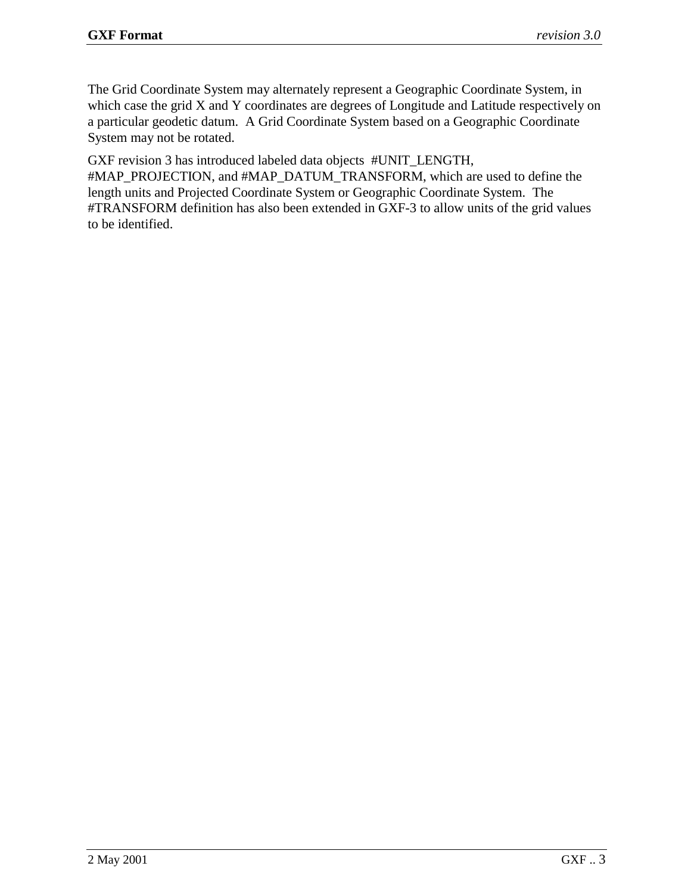The Grid Coordinate System may alternately represent a Geographic Coordinate System, in which case the grid X and Y coordinates are degrees of Longitude and Latitude respectively on a particular geodetic datum.  A Grid Coordinate System based on a Geographic Coordinate System may not be rotated.

GXF revision 3 has introduced labeled data objects  #UNIT_LENGTH, #MAP_PROJECTION, and #MAP_DATUM_TRANSFORM, which are used to define the length units and Projected Coordinate System or Geographic Coordinate System.  The #TRANSFORM definition has also been extended in GXF-3 to allow units of the grid values to be identified.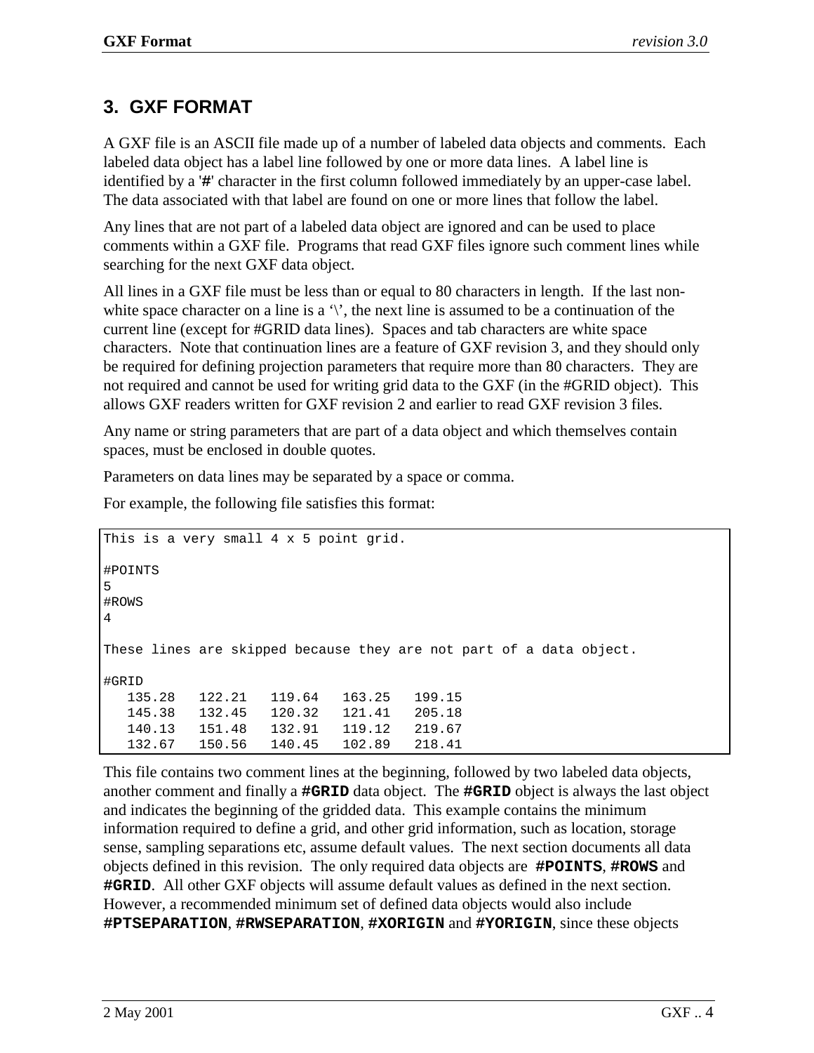# 3. GXF FORMAT

A GXF file is an ASCII file made up of a number of labeled data objects and comments. Each labeled data object has a label line followed by one or more data lines. A label line is identified by a '**#**' character in the first column followed immediately by an upper-case label. The data associated with that label are found on one or more lines that follow the label.

Any lines that are not part of a labeled data object are ignored and can be used to place comments within a GXF file. Programs that read GXF files ignore such comment lines while searching for the next GXF data object.

All lines in a GXF file must be less than or equal to 80 characters in length. If the last non-white space character on a line is a '\', the next line is assumed to be a continuation of the current line (except for #GRID data lines). Spaces and tab characters are white space characters. Note that continuation lines are a feature of GXF revision 3, and they should only be required for defining projection parameters that require more than 80 characters. They are not required and cannot be used for writing grid data to the GXF (in the #GRID object). This allows GXF readers written for GXF revision 2 and earlier to read GXF revision 3 files.

Any name or string parameters that are part of a data object and which themselves contain spaces, must be enclosed in double quotes.

Parameters on data lines may be separated by a space or comma.

For example, the following file satisfies this format:

```
This is a very small 4 x 5 point grid.

#POINTS
5
#ROWS
4

These lines are skipped because they are not part of a data object.

#GRID
   135.28   122.21   119.64   163.25   199.15
   145.38   132.45   120.32   121.41   205.18
   140.13   151.48   132.91   119.12   219.67
   132.67   150.56   140.45   102.89   218.41
```

This file contains two comment lines at the beginning, followed by two labeled data objects, another comment and finally a **#GRID** data object. The **#GRID** object is always the last object and indicates the beginning of the gridded data. This example contains the minimum information required to define a grid, and other grid information, such as location, storage sense, sampling separations etc, assume default values. The next section documents all data objects defined in this revision. The only required data objects are **#POINTS**, **#ROWS** and **#GRID**. All other GXF objects will assume default values as defined in the next section. However, a recommended minimum set of defined data objects would also include **#PTSEPARATION**, **#RWSEPARATION**, **#XORIGIN** and **#YORIGIN**, since these objects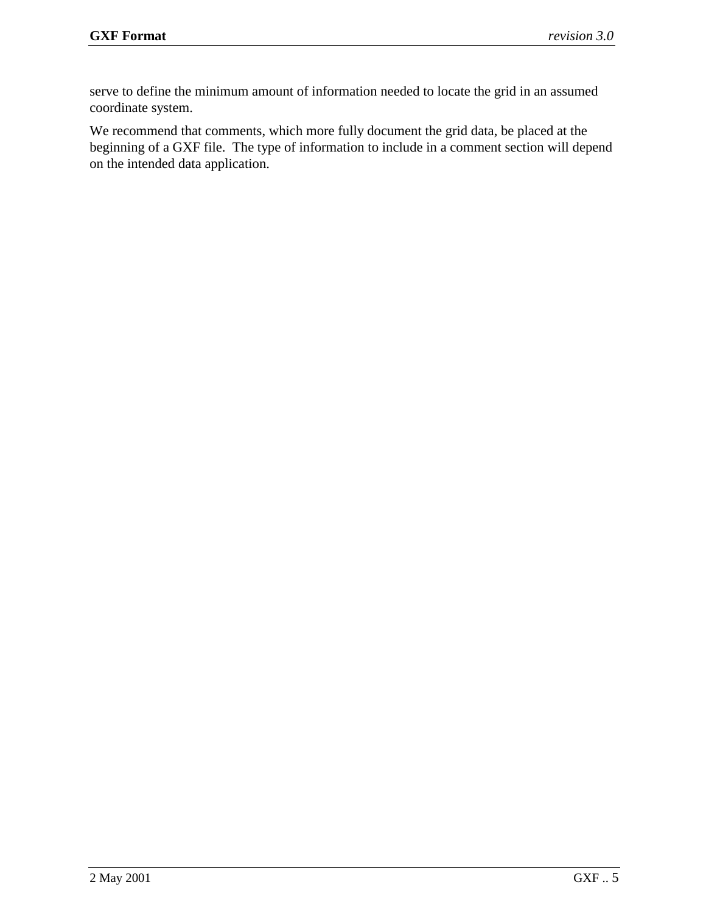serve to define the minimum amount of information needed to locate the grid in an assumed coordinate system.

We recommend that comments, which more fully document the grid data, be placed at the beginning of a GXF file.  The type of information to include in a comment section will depend on the intended data application.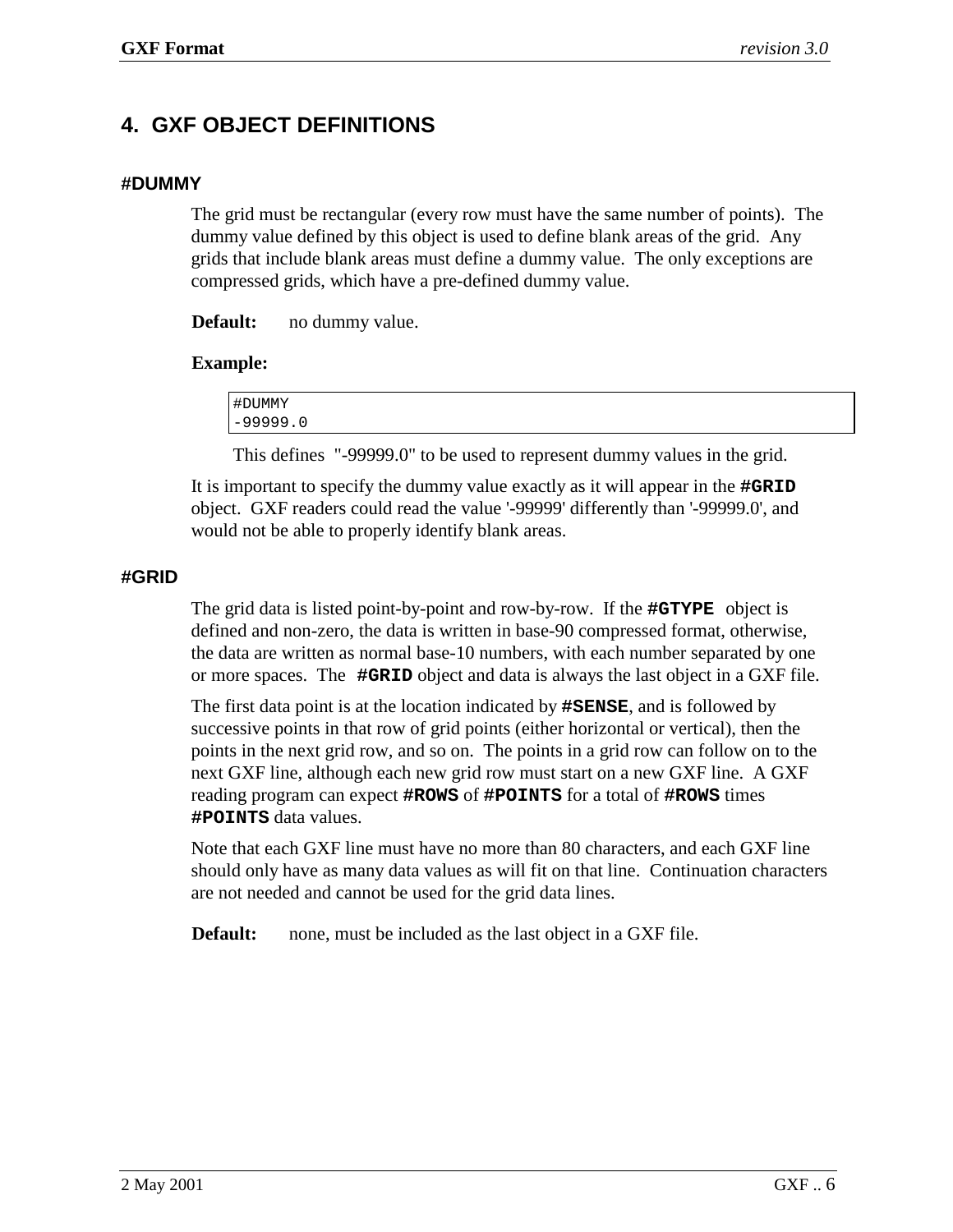# 4. GXF OBJECT DEFINITIONS

### #DUMMY

The grid must be rectangular (every row must have the same number of points). The dummy value defined by this object is used to define blank areas of the grid. Any grids that include blank areas must define a dummy value. The only exceptions are compressed grids, which have a pre-defined dummy value.

**Default:** no dummy value.

**Example:**

```
#DUMMY
-99999.0
```

This defines "-99999.0" to be used to represent dummy values in the grid.

It is important to specify the dummy value exactly as it will appear in the **#GRID** object. GXF readers could read the value '-99999' differently than '-99999.0', and would not be able to properly identify blank areas.

### #GRID

The grid data is listed point-by-point and row-by-row. If the **#GTYPE** object is defined and non-zero, the data is written in base-90 compressed format, otherwise, the data are written as normal base-10 numbers, with each number separated by one or more spaces. The **#GRID** object and data is always the last object in a GXF file.

The first data point is at the location indicated by **#SENSE**, and is followed by successive points in that row of grid points (either horizontal or vertical), then the points in the next grid row, and so on. The points in a grid row can follow on to the next GXF line, although each new grid row must start on a new GXF line. A GXF reading program can expect **#ROWS** of **#POINTS** for a total of **#ROWS** times **#POINTS** data values.

Note that each GXF line must have no more than 80 characters, and each GXF line should only have as many data values as will fit on that line. Continuation characters are not needed and cannot be used for the grid data lines.

**Default:** none, must be included as the last object in a GXF file.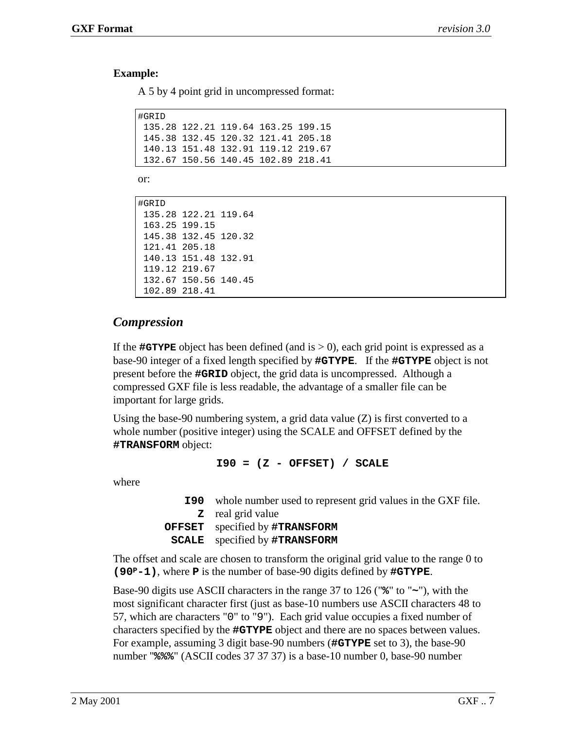**Example:**

A 5 by 4 point grid in uncompressed format:

```
#GRID
 135.28 122.21 119.64 163.25 199.15
 145.38 132.45 120.32 121.41 205.18
 140.13 151.48 132.91 119.12 219.67
 132.67 150.56 140.45 102.89 218.41
```

or:

```
#GRID
 135.28 122.21 119.64
 163.25 199.15
 145.38 132.45 120.32
 121.41 205.18
 140.13 151.48 132.91
 119.12 219.67
 132.67 150.56 140.45
 102.89 218.41
```

## *Compression*

If the **#GTYPE** object has been defined (and is > 0), each grid point is expressed as a base-90 integer of a fixed length specified by **#GTYPE**. If the **#GTYPE** object is not present before the **#GRID** object, the grid data is uncompressed. Although a compressed GXF file is less readable, the advantage of a smaller file can be important for large grids.

Using the base-90 numbering system, a grid data value (Z) is first converted to a whole number (positive integer) using the SCALE and OFFSET defined by the **#TRANSFORM** object:

**I90 = (Z - OFFSET) / SCALE**

where

| | |
|---|---|
| **I90** | whole number used to represent grid values in the GXF file. |
| **Z** | real grid value |
| **OFFSET** | specified by **#TRANSFORM** |
| **SCALE** | specified by **#TRANSFORM** |

The offset and scale are chosen to transform the original grid value to the range 0 to $(90^{P}-1)$, where **P** is the number of base-90 digits defined by **#GTYPE**.

Base-90 digits use ASCII characters in the range 37 to 126 ("**%**" to "**~**"), with the most significant character first (just as base-10 numbers use ASCII characters 48 to 57, which are characters "0" to "9"). Each grid value occupies a fixed number of characters specified by the **#GTYPE** object and there are no spaces between values. For example, assuming 3 digit base-90 numbers (**#GTYPE** set to 3), the base-90 number "**%%%**" (ASCII codes 37 37 37) is a base-10 number 0, base-90 number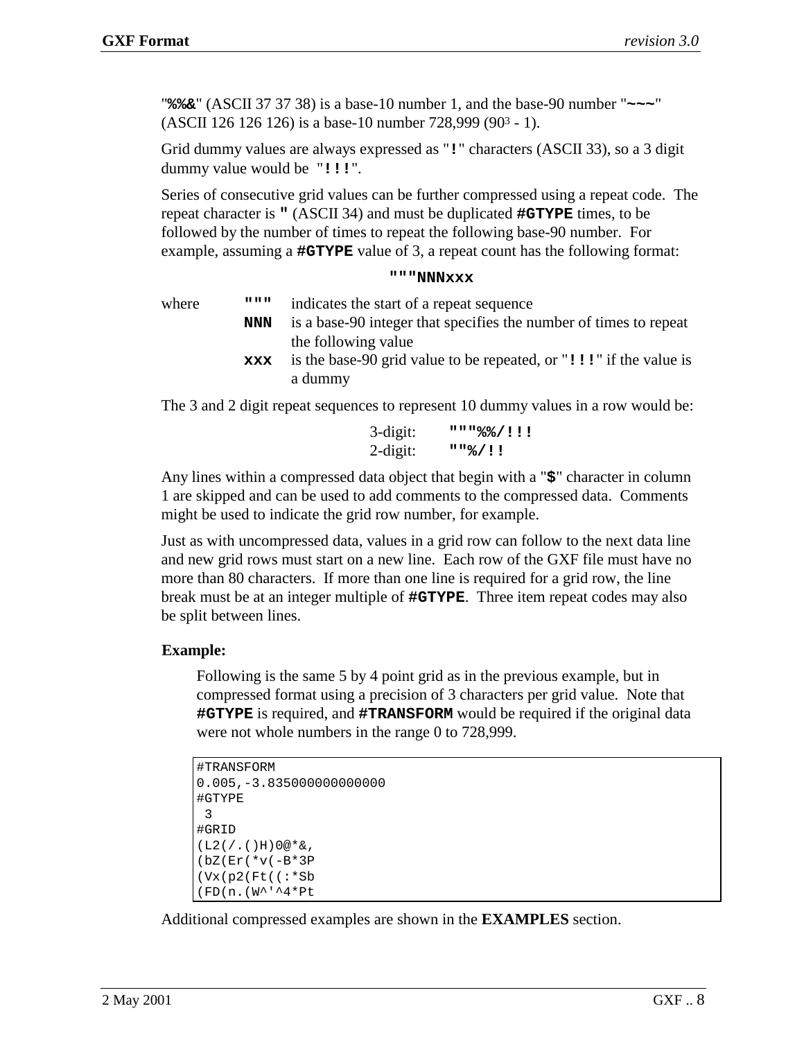"**%%&**" (ASCII 37 37 38) is a base-10 number 1, and the base-90 number "**~~~**" (ASCII 126 126 126) is a base-10 number 728,999 ($90^3$ - 1).

Grid dummy values are always expressed as "**!**" characters (ASCII 33), so a 3 digit dummy value would be "**!!!**".

Series of consecutive grid values can be further compressed using a repeat code. The repeat character is **"** (ASCII 34) and must be duplicated **#GTYPE** times, to be followed by the number of times to repeat the following base-90 number. For example, assuming a **#GTYPE** value of 3, a repeat count has the following format:

**"""NNNxxx**

where

- **"""** indicates the start of a repeat sequence
- **NNN** is a base-90 integer that specifies the number of times to repeat the following value
- **xxx** is the base-90 grid value to be repeated, or "**!!!**" if the value is a dummy

The 3 and 2 digit repeat sequences to represent 10 dummy values in a row would be:

3-digit: **"""%%/!!!**
2-digit: **""%/!!**

Any lines within a compressed data object that begin with a "**$**" character in column 1 are skipped and can be used to add comments to the compressed data. Comments might be used to indicate the grid row number, for example.

Just as with uncompressed data, values in a grid row can follow to the next data line and new grid rows must start on a new line. Each row of the GXF file must have no more than 80 characters. If more than one line is required for a grid row, the line break must be at an integer multiple of **#GTYPE**. Three item repeat codes may also be split between lines.

**Example:**

Following is the same 5 by 4 point grid as in the previous example, but in compressed format using a precision of 3 characters per grid value. Note that **#GTYPE** is required, and **#TRANSFORM** would be required if the original data were not whole numbers in the range 0 to 728,999.

```
#TRANSFORM
0.005,-3.835000000000000
#GTYPE
 3
#GRID
(L2(/.()H)0@*&,
(bZ(Er(*v(-B*3P
(Vx(p2(Ft((:*Sb
(FD(n.(W^'^4*Pt
```

Additional compressed examples are shown in the **EXAMPLES** section.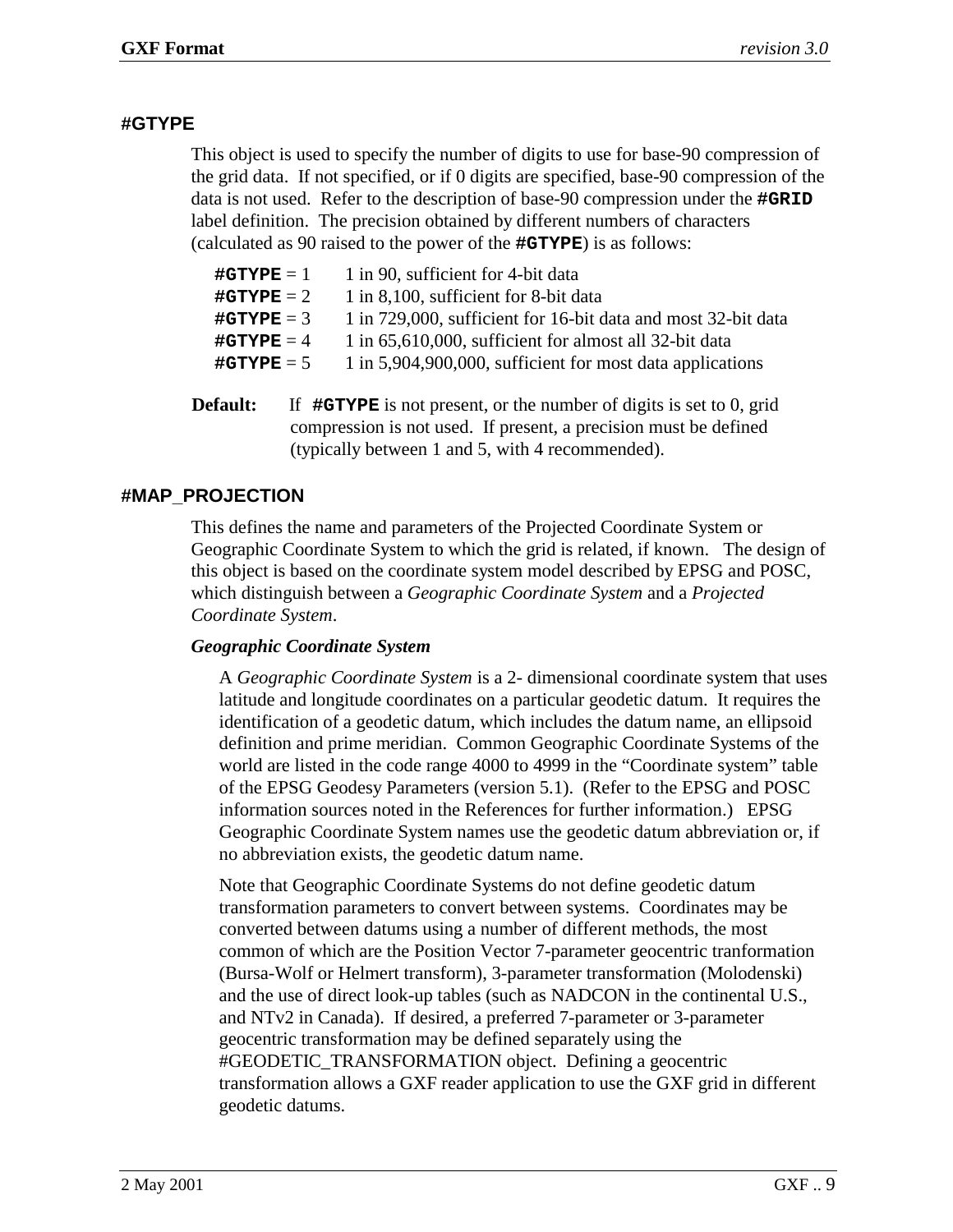### #GTYPE

This object is used to specify the number of digits to use for base-90 compression of the grid data. If not specified, or if 0 digits are specified, base-90 compression of the data is not used. Refer to the description of base-90 compression under the **#GRID** label definition. The precision obtained by different numbers of characters (calculated as 90 raised to the power of the **#GTYPE**) is as follows:

| | |
|---|---|
| **#GTYPE** = 1 | 1 in 90, sufficient for 4-bit data |
| **#GTYPE** = 2 | 1 in 8,100, sufficient for 8-bit data |
| **#GTYPE** = 3 | 1 in 729,000, sufficient for 16-bit data and most 32-bit data |
| **#GTYPE** = 4 | 1 in 65,610,000, sufficient for almost all 32-bit data |
| **#GTYPE** = 5 | 1 in 5,904,900,000, sufficient for most data applications |

**Default:** If **#GTYPE** is not present, or the number of digits is set to 0, grid compression is not used. If present, a precision must be defined (typically between 1 and 5, with 4 recommended).

### #MAP_PROJECTION

This defines the name and parameters of the Projected Coordinate System or Geographic Coordinate System to which the grid is related, if known. The design of this object is based on the coordinate system model described by EPSG and POSC, which distinguish between a *Geographic Coordinate System* and a *Projected Coordinate System*.

***Geographic Coordinate System***

A *Geographic Coordinate System* is a 2- dimensional coordinate system that uses latitude and longitude coordinates on a particular geodetic datum. It requires the identification of a geodetic datum, which includes the datum name, an ellipsoid definition and prime meridian. Common Geographic Coordinate Systems of the world are listed in the code range 4000 to 4999 in the "Coordinate system" table of the EPSG Geodesy Parameters (version 5.1). (Refer to the EPSG and POSC information sources noted in the References for further information.) EPSG Geographic Coordinate System names use the geodetic datum abbreviation or, if no abbreviation exists, the geodetic datum name.

Note that Geographic Coordinate Systems do not define geodetic datum transformation parameters to convert between systems. Coordinates may be converted between datums using a number of different methods, the most common of which are the Position Vector 7-parameter geocentric tranformation (Bursa-Wolf or Helmert transform), 3-parameter transformation (Molodenski) and the use of direct look-up tables (such as NADCON in the continental U.S., and NTv2 in Canada). If desired, a preferred 7-parameter or 3-parameter geocentric transformation may be defined separately using the #GEODETIC_TRANSFORMATION object. Defining a geocentric transformation allows a GXF reader application to use the GXF grid in different geodetic datums.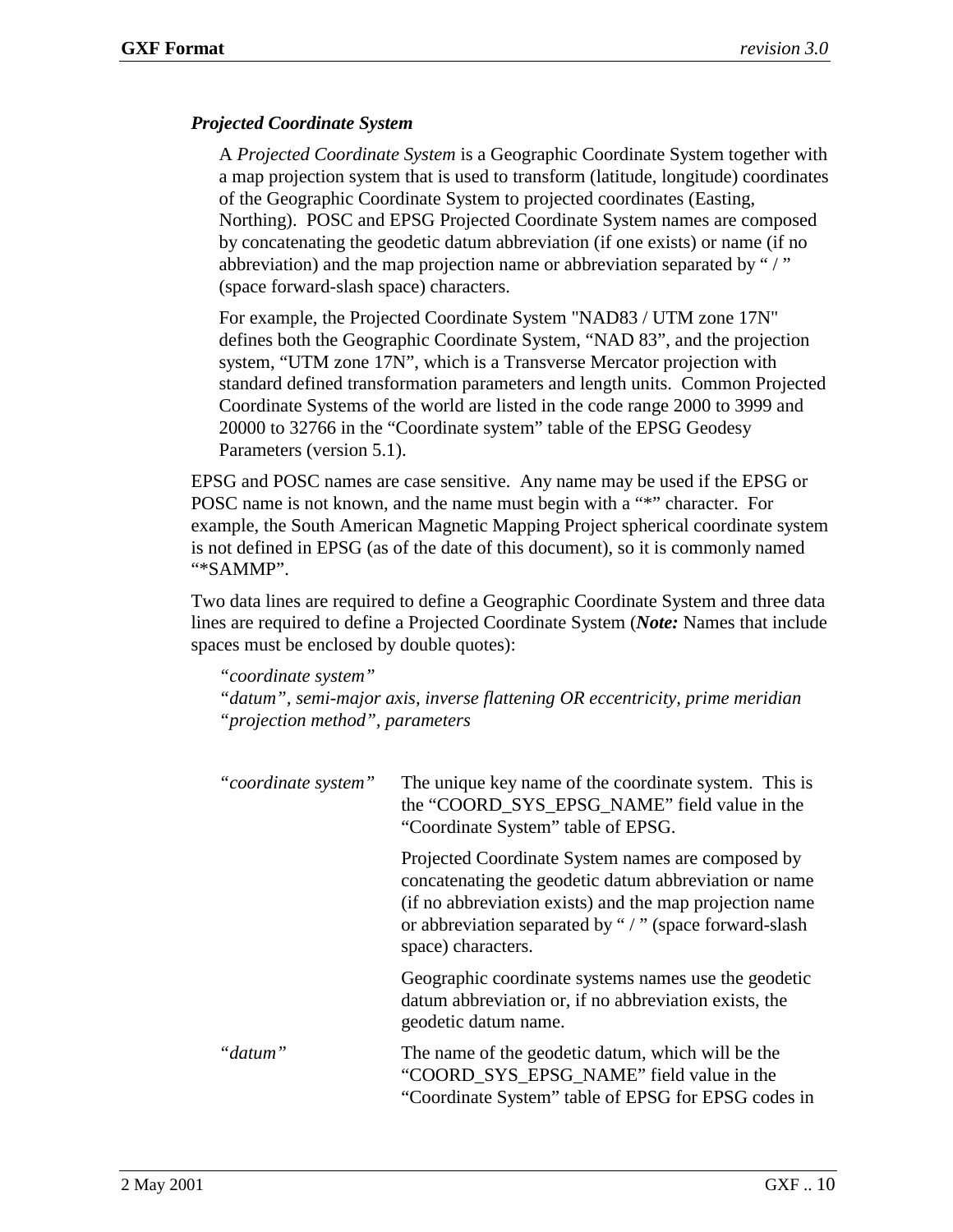***Projected Coordinate System***

A *Projected Coordinate System* is a Geographic Coordinate System together with a map projection system that is used to transform (latitude, longitude) coordinates of the Geographic Coordinate System to projected coordinates (Easting, Northing). POSC and EPSG Projected Coordinate System names are composed by concatenating the geodetic datum abbreviation (if one exists) or name (if no abbreviation) and the map projection name or abbreviation separated by " / " (space forward-slash space) characters.

For example, the Projected Coordinate System "NAD83 / UTM zone 17N" defines both the Geographic Coordinate System, "NAD 83", and the projection system, "UTM zone 17N", which is a Transverse Mercator projection with standard defined transformation parameters and length units. Common Projected Coordinate Systems of the world are listed in the code range 2000 to 3999 and 20000 to 32766 in the "Coordinate system" table of the EPSG Geodesy Parameters (version 5.1).

EPSG and POSC names are case sensitive. Any name may be used if the EPSG or POSC name is not known, and the name must begin with a "*" character. For example, the South American Magnetic Mapping Project spherical coordinate system is not defined in EPSG (as of the date of this document), so it is commonly named "*SAMMP".

Two data lines are required to define a Geographic Coordinate System and three data lines are required to define a Projected Coordinate System (***Note:*** Names that include spaces must be enclosed by double quotes):

*"coordinate system"*
*"datum", semi-major axis, inverse flattening OR eccentricity, prime meridian*
*"projection method", parameters*

| | |
|---|---|
| *"coordinate system"* | The unique key name of the coordinate system. This is the "COORD_SYS_EPSG_NAME" field value in the "Coordinate System" table of EPSG.<br><br>Projected Coordinate System names are composed by concatenating the geodetic datum abbreviation or name (if no abbreviation exists) and the map projection name or abbreviation separated by " / " (space forward-slash space) characters.<br><br>Geographic coordinate systems names use the geodetic datum abbreviation or, if no abbreviation exists, the geodetic datum name. |
| *"datum"* | The name of the geodetic datum, which will be the "COORD_SYS_EPSG_NAME" field value in the "Coordinate System" table of EPSG for EPSG codes in |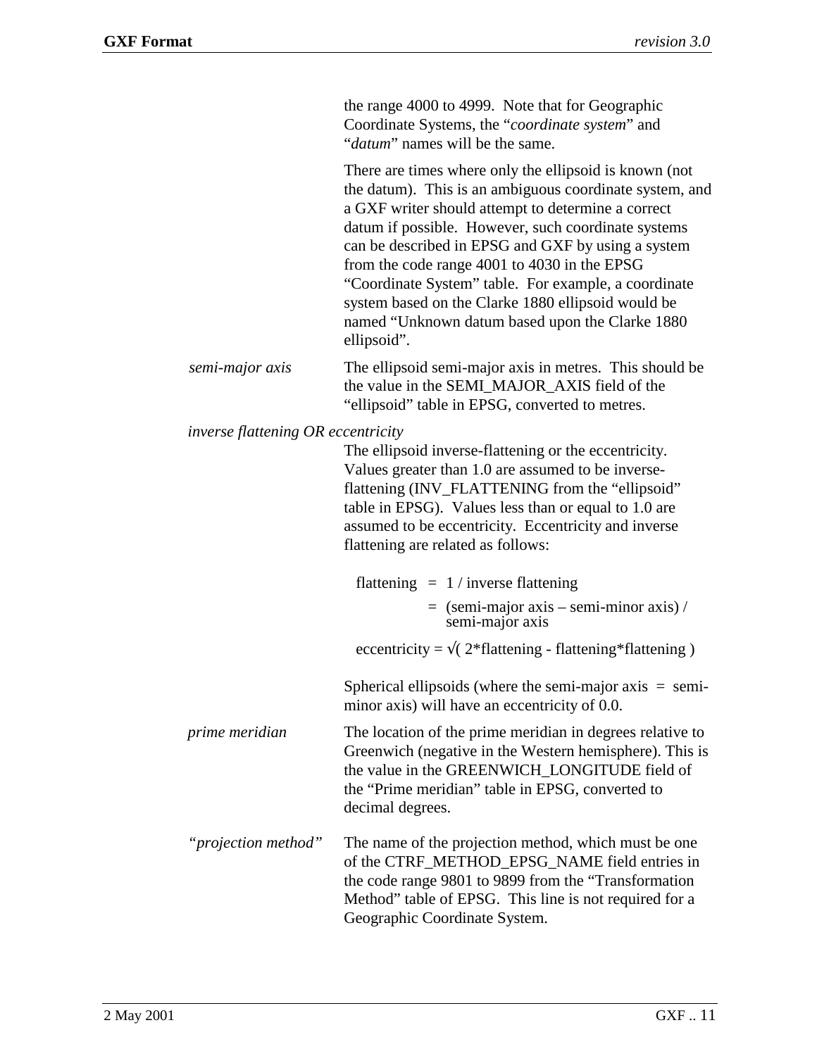the range 4000 to 4999. Note that for Geographic Coordinate Systems, the "*coordinate system*" and "*datum*" names will be the same.

There are times where only the ellipsoid is known (not the datum). This is an ambiguous coordinate system, and a GXF writer should attempt to determine a correct datum if possible. However, such coordinate systems can be described in EPSG and GXF by using a system from the code range 4001 to 4030 in the EPSG "Coordinate System" table. For example, a coordinate system based on the Clarke 1880 ellipsoid would be named "Unknown datum based upon the Clarke 1880 ellipsoid".

*semi-major axis*

The ellipsoid semi-major axis in metres. This should be the value in the SEMI_MAJOR_AXIS field of the "ellipsoid" table in EPSG, converted to metres.

*inverse flattening OR eccentricity*

The ellipsoid inverse-flattening or the eccentricity. Values greater than 1.0 are assumed to be inverse-flattening (INV_FLATTENING from the "ellipsoid" table in EPSG). Values less than or equal to 1.0 are assumed to be eccentricity. Eccentricity and inverse flattening are related as follows:

flattening = 1 / inverse flattening

= (semi-major axis – semi-minor axis) / semi-major axis

eccentricity = √( 2*flattening - flattening*flattening )

Spherical ellipsoids (where the semi-major axis = semi-minor axis) will have an eccentricity of 0.0.

*prime meridian*

The location of the prime meridian in degrees relative to Greenwich (negative in the Western hemisphere). This is the value in the GREENWICH_LONGITUDE field of the "Prime meridian" table in EPSG, converted to decimal degrees.

*"projection method"*

The name of the projection method, which must be one of the CTRF_METHOD_EPSG_NAME field entries in the code range 9801 to 9899 from the "Transformation Method" table of EPSG. This line is not required for a Geographic Coordinate System.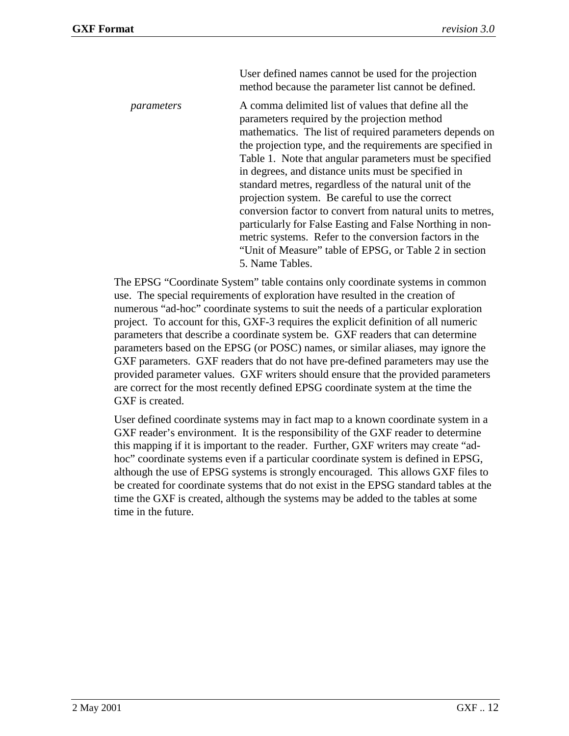User defined names cannot be used for the projection method because the parameter list cannot be defined.

*parameters* A comma delimited list of values that define all the parameters required by the projection method mathematics. The list of required parameters depends on the projection type, and the requirements are specified in Table 1. Note that angular parameters must be specified in degrees, and distance units must be specified in standard metres, regardless of the natural unit of the projection system. Be careful to use the correct conversion factor to convert from natural units to metres, particularly for False Easting and False Northing in non-metric systems. Refer to the conversion factors in the "Unit of Measure" table of EPSG, or Table 2 in section 5. Name Tables.

The EPSG "Coordinate System" table contains only coordinate systems in common use. The special requirements of exploration have resulted in the creation of numerous "ad-hoc" coordinate systems to suit the needs of a particular exploration project. To account for this, GXF-3 requires the explicit definition of all numeric parameters that describe a coordinate system be. GXF readers that can determine parameters based on the EPSG (or POSC) names, or similar aliases, may ignore the GXF parameters. GXF readers that do not have pre-defined parameters may use the provided parameter values. GXF writers should ensure that the provided parameters are correct for the most recently defined EPSG coordinate system at the time the GXF is created.

User defined coordinate systems may in fact map to a known coordinate system in a GXF reader's environment. It is the responsibility of the GXF reader to determine this mapping if it is important to the reader. Further, GXF writers may create "ad-hoc" coordinate systems even if a particular coordinate system is defined in EPSG, although the use of EPSG systems is strongly encouraged. This allows GXF files to be created for coordinate systems that do not exist in the EPSG standard tables at the time the GXF is created, although the systems may be added to the tables at some time in the future.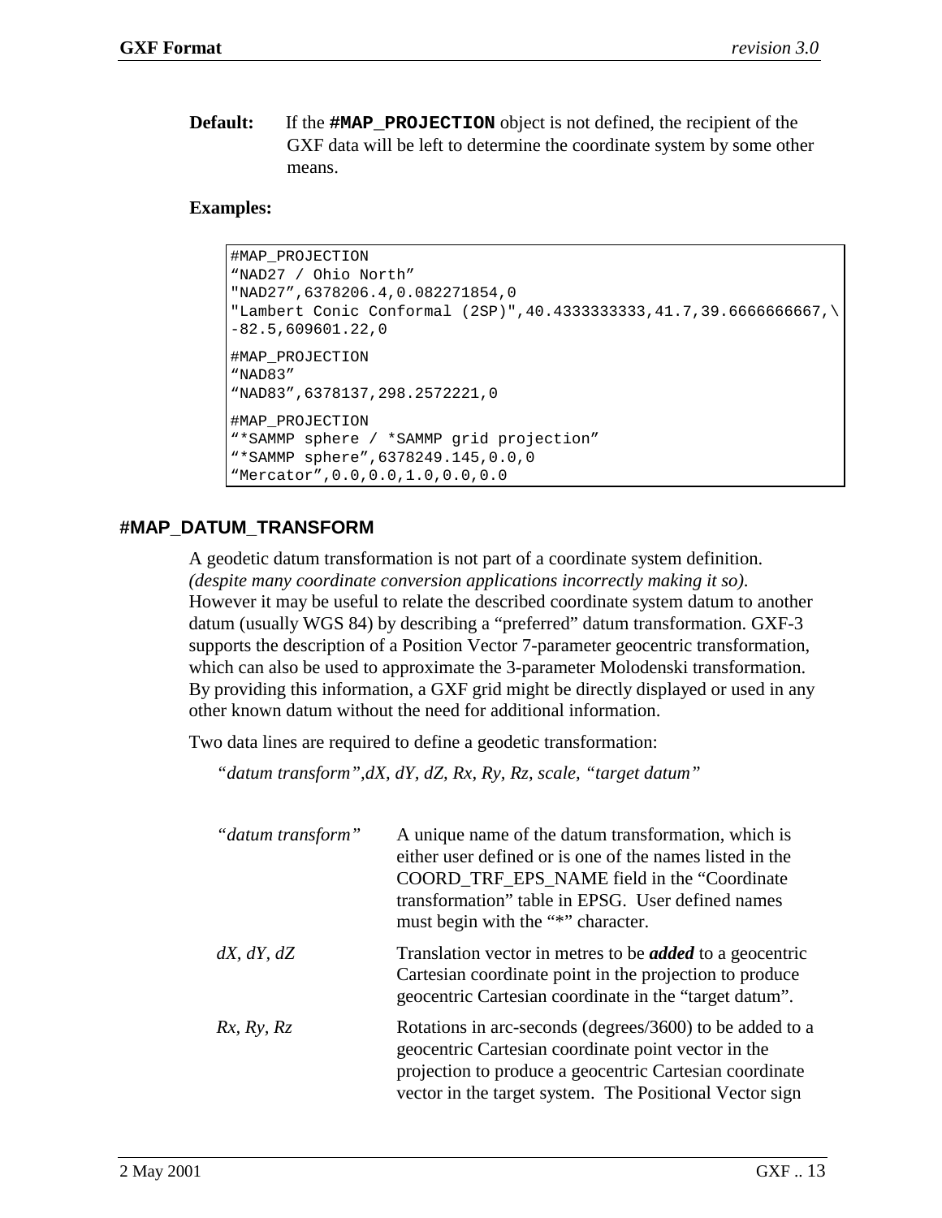**Default:** If the **`#MAP_PROJECTION`** object is not defined, the recipient of the GXF data will be left to determine the coordinate system by some other means.

**Examples:**

```
#MAP_PROJECTION
“NAD27 / Ohio North”
"NAD27”,6378206.4,0.082271854,0
"Lambert Conic Conformal (2SP)",40.4333333333,41.7,39.6666666667,\
-82.5,609601.22,0

#MAP_PROJECTION
“NAD83”
“NAD83”,6378137,298.2572221,0

#MAP_PROJECTION
“*SAMMP sphere / *SAMMP grid projection”
“*SAMMP sphere”,6378249.145,0.0,0
“Mercator”,0.0,0.0,1.0,0.0,0.0
```

## #MAP_DATUM_TRANSFORM

A geodetic datum transformation is not part of a coordinate system definition. *(despite many coordinate conversion applications incorrectly making it so).* However it may be useful to relate the described coordinate system datum to another datum (usually WGS 84) by describing a “preferred” datum transformation. GXF-3 supports the description of a Position Vector 7-parameter geocentric transformation, which can also be used to approximate the 3-parameter Molodenski transformation. By providing this information, a GXF grid might be directly displayed or used in any other known datum without the need for additional information.

Two data lines are required to define a geodetic transformation:

*“datum transform”,dX, dY, dZ, Rx, Ry, Rz, scale, “target datum”*

| | |
|---|---|
| *“datum transform”* | A unique name of the datum transformation, which is either user defined or is one of the names listed in the COORD_TRF_EPS_NAME field in the “Coordinate transformation” table in EPSG. User defined names must begin with the “*” character. |
| *dX, dY, dZ* | Translation vector in metres to be ***added*** to a geocentric Cartesian coordinate point in the projection to produce geocentric Cartesian coordinate in the “target datum”. |
| *Rx, Ry, Rz* | Rotations in arc-seconds (degrees/3600) to be added to a geocentric Cartesian coordinate point vector in the projection to produce a geocentric Cartesian coordinate vector in the target system. The Positional Vector sign |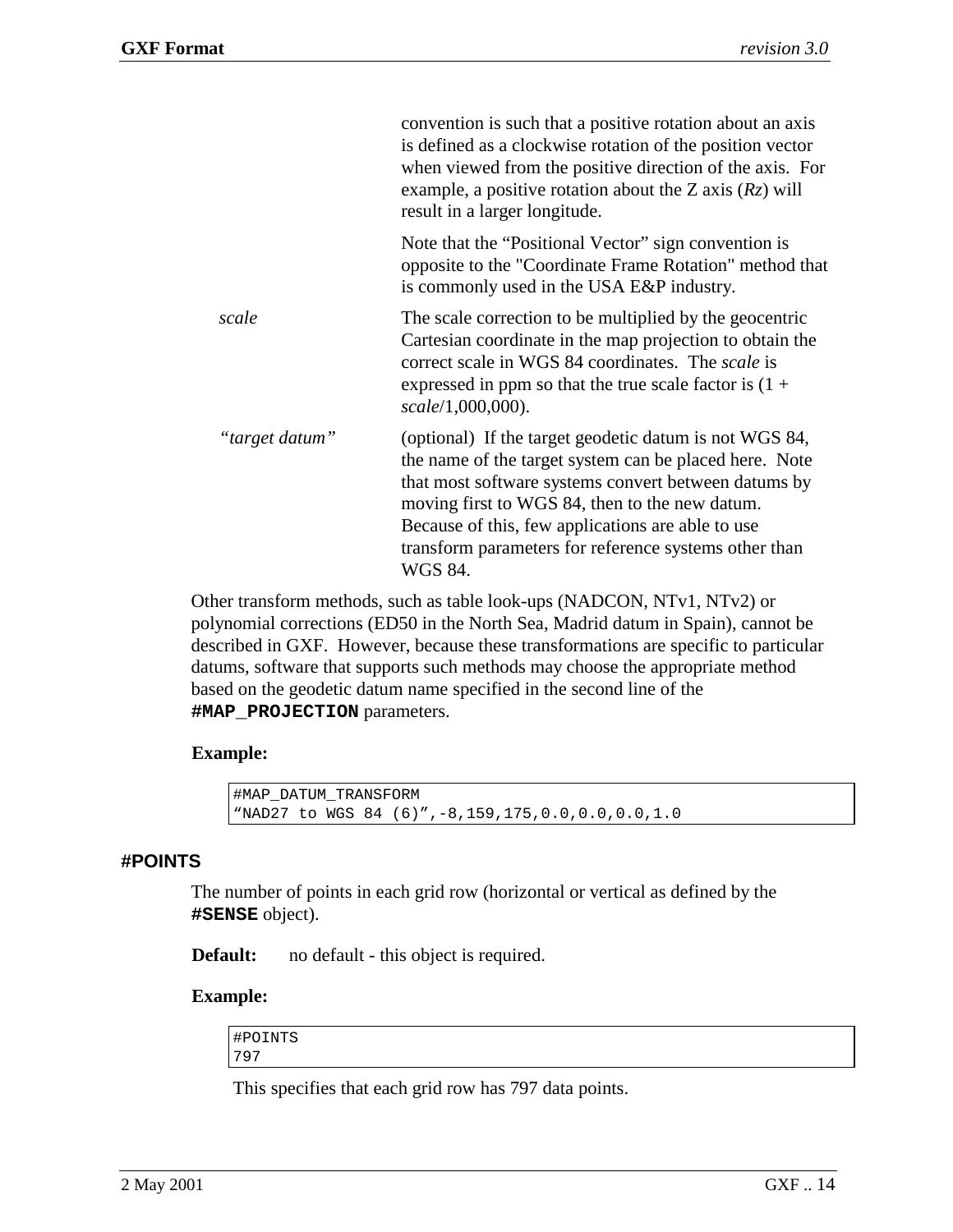convention is such that a positive rotation about an axis is defined as a clockwise rotation of the position vector when viewed from the positive direction of the axis. For example, a positive rotation about the Z axis (*Rz*) will result in a larger longitude.

Note that the "Positional Vector" sign convention is opposite to the "Coordinate Frame Rotation" method that is commonly used in the USA E&P industry.

*scale* — The scale correction to be multiplied by the geocentric Cartesian coordinate in the map projection to obtain the correct scale in WGS 84 coordinates. The *scale* is expressed in ppm so that the true scale factor is (1 + *scale*/1,000,000).

*"target datum"* — (optional) If the target geodetic datum is not WGS 84, the name of the target system can be placed here. Note that most software systems convert between datums by moving first to WGS 84, then to the new datum. Because of this, few applications are able to use transform parameters for reference systems other than WGS 84.

Other transform methods, such as table look-ups (NADCON, NTv1, NTv2) or polynomial corrections (ED50 in the North Sea, Madrid datum in Spain), cannot be described in GXF. However, because these transformations are specific to particular datums, software that supports such methods may choose the appropriate method based on the geodetic datum name specified in the second line of the **#MAP_PROJECTION** parameters.

**Example:**

```
#MAP_DATUM_TRANSFORM
"NAD27 to WGS 84 (6)",-8,159,175,0.0,0.0,0.0,1.0
```

### #POINTS

The number of points in each grid row (horizontal or vertical as defined by the **#SENSE** object).

**Default:** no default - this object is required.

**Example:**

```
#POINTS
797
```

This specifies that each grid row has 797 data points.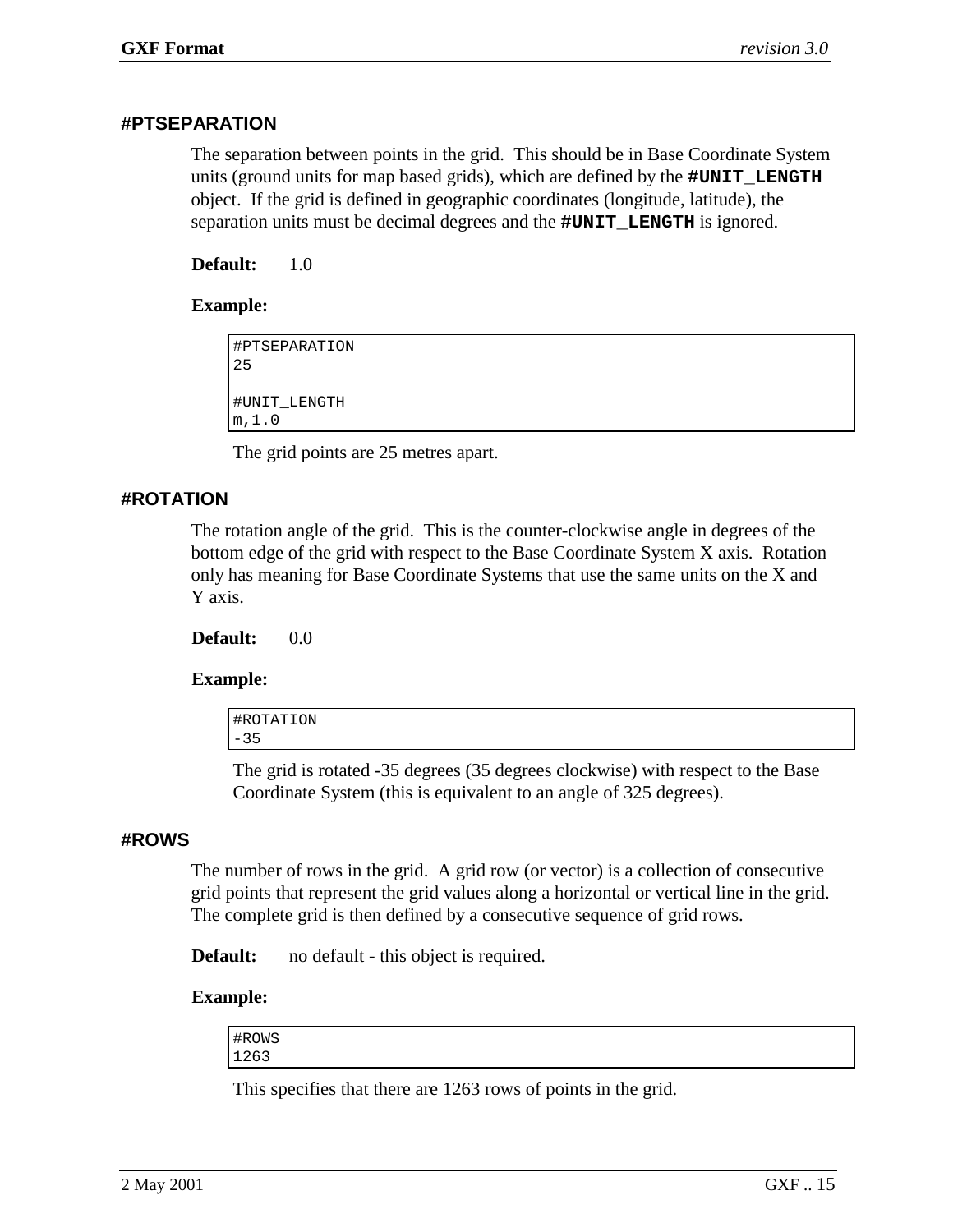### #PTSEPARATION

The separation between points in the grid. This should be in Base Coordinate System units (ground units for map based grids), which are defined by the **`#UNIT_LENGTH`** object. If the grid is defined in geographic coordinates (longitude, latitude), the separation units must be decimal degrees and the **`#UNIT_LENGTH`** is ignored.

**Default:** 1.0

**Example:**

```
#PTSEPARATION
25

#UNIT_LENGTH
m,1.0
```

The grid points are 25 metres apart.

### #ROTATION

The rotation angle of the grid. This is the counter-clockwise angle in degrees of the bottom edge of the grid with respect to the Base Coordinate System X axis. Rotation only has meaning for Base Coordinate Systems that use the same units on the X and Y axis.

**Default:** 0.0

**Example:**

```
#ROTATION
-35
```

The grid is rotated -35 degrees (35 degrees clockwise) with respect to the Base Coordinate System (this is equivalent to an angle of 325 degrees).

### #ROWS

The number of rows in the grid. A grid row (or vector) is a collection of consecutive grid points that represent the grid values along a horizontal or vertical line in the grid. The complete grid is then defined by a consecutive sequence of grid rows.

**Default:** no default - this object is required.

**Example:**

```
#ROWS
1263
```

This specifies that there are 1263 rows of points in the grid.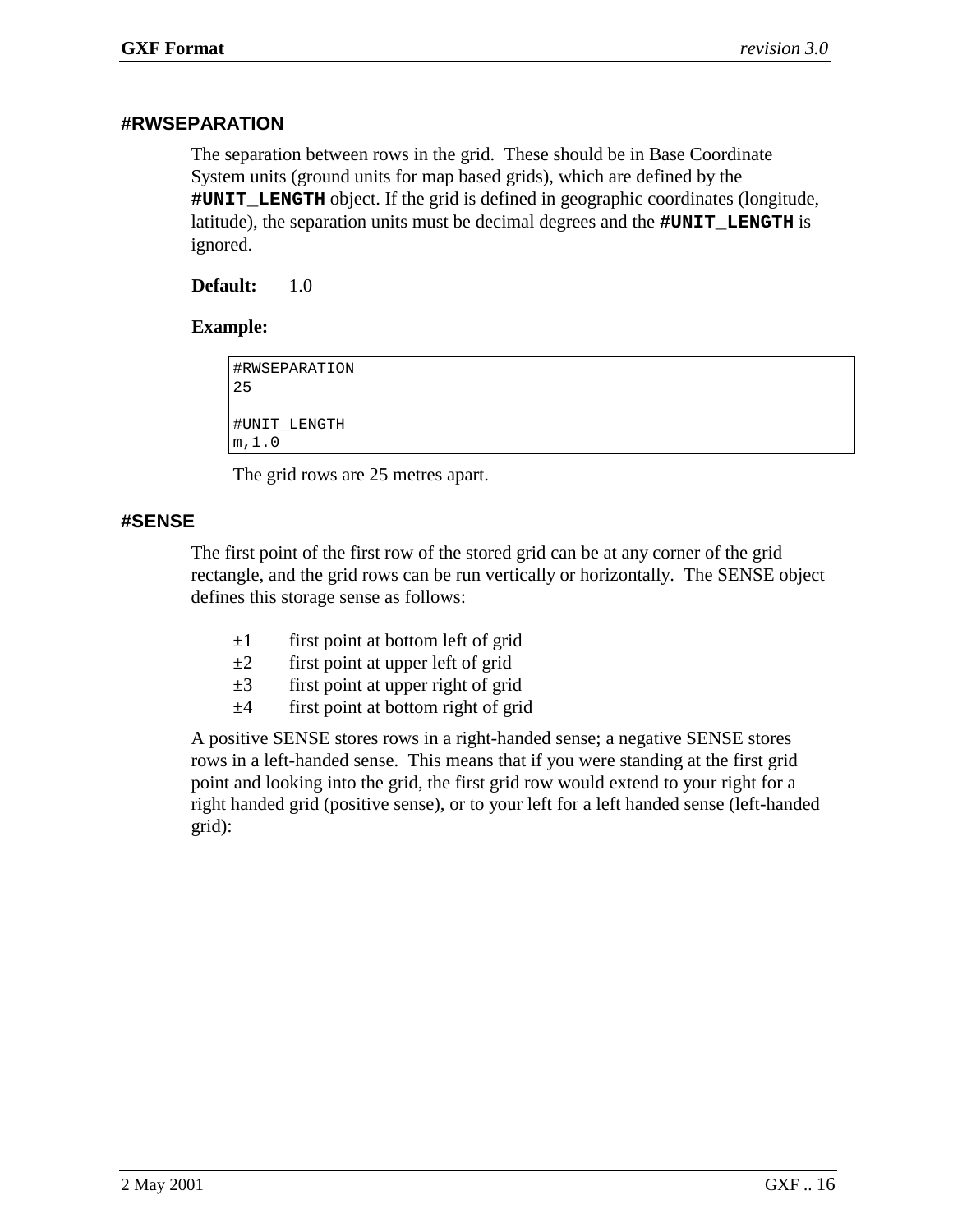### #RWSEPARATION

The separation between rows in the grid. These should be in Base Coordinate System units (ground units for map based grids), which are defined by the **#UNIT_LENGTH** object. If the grid is defined in geographic coordinates (longitude, latitude), the separation units must be decimal degrees and the **#UNIT_LENGTH** is ignored.

**Default:** 1.0

**Example:**

```
#RWSEPARATION
25

#UNIT_LENGTH
m,1.0
```

The grid rows are 25 metres apart.

### #SENSE

The first point of the first row of the stored grid can be at any corner of the grid rectangle, and the grid rows can be run vertically or horizontally. The SENSE object defines this storage sense as follows:

- ±1 first point at bottom left of grid
- ±2 first point at upper left of grid
- ±3 first point at upper right of grid
- ±4 first point at bottom right of grid

A positive SENSE stores rows in a right-handed sense; a negative SENSE stores rows in a left-handed sense. This means that if you were standing at the first grid point and looking into the grid, the first grid row would extend to your right for a right handed grid (positive sense), or to your left for a left handed sense (left-handed grid):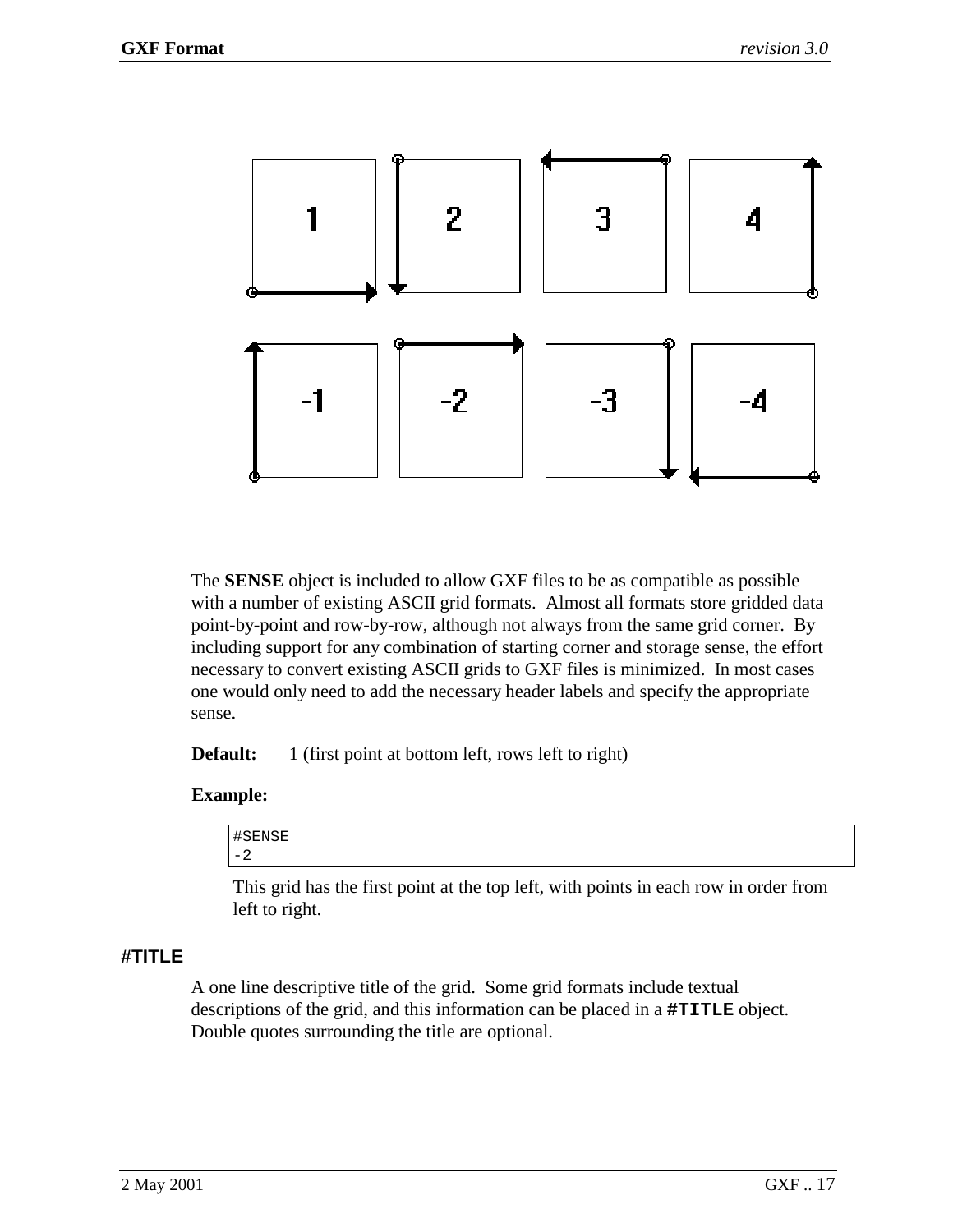The **SENSE** object is included to allow GXF files to be as compatible as possible with a number of existing ASCII grid formats. Almost all formats store gridded data point-by-point and row-by-row, although not always from the same grid corner. By including support for any combination of starting corner and storage sense, the effort necessary to convert existing ASCII grids to GXF files is minimized. In most cases one would only need to add the necessary header labels and specify the appropriate sense.

**Default:** 1 (first point at bottom left, rows left to right)

**Example:**

```
#SENSE
-2
```

This grid has the first point at the top left, with points in each row in order from left to right.

### #TITLE

A one line descriptive title of the grid. Some grid formats include textual descriptions of the grid, and this information can be placed in a **#TITLE** object. Double quotes surrounding the title are optional.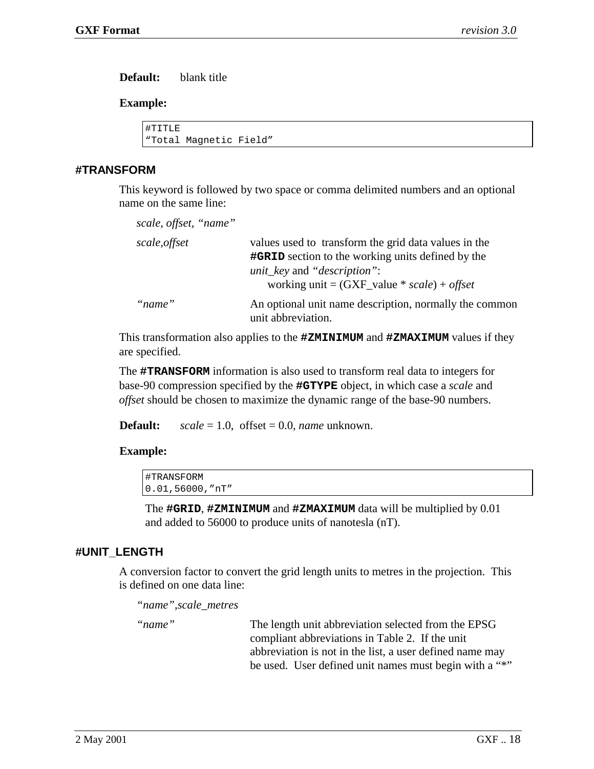**Default:** blank title

**Example:**

```
#TITLE
“Total Magnetic Field”
```

### #TRANSFORM

This keyword is followed by two space or comma delimited numbers and an optional name on the same line:

*scale, offset, “name”*

*scale,offset* — values used to transform the grid data values in the **#GRID** section to the working units defined by the *unit_key* and *“description”*:
working unit = (GXF_value * *scale*) + *offset*

*“name”* — An optional unit name description, normally the common unit abbreviation.

This transformation also applies to the **#ZMINIMUM** and **#ZMAXIMUM** values if they are specified.

The **#TRANSFORM** information is also used to transform real data to integers for base-90 compression specified by the **#GTYPE** object, in which case a *scale* and *offset* should be chosen to maximize the dynamic range of the base-90 numbers.

**Default:** *scale* = 1.0, offset = 0.0, *name* unknown.

**Example:**

```
#TRANSFORM
0.01,56000,”nT”
```

The **#GRID**, **#ZMINIMUM** and **#ZMAXIMUM** data will be multiplied by 0.01 and added to 56000 to produce units of nanotesla (nT).

### #UNIT_LENGTH

A conversion factor to convert the grid length units to metres in the projection. This is defined on one data line:

*“name”,scale_metres*

*“name”* — The length unit abbreviation selected from the EPSG compliant abbreviations in Table 2. If the unit abbreviation is not in the list, a user defined name may be used. User defined unit names must begin with a “*”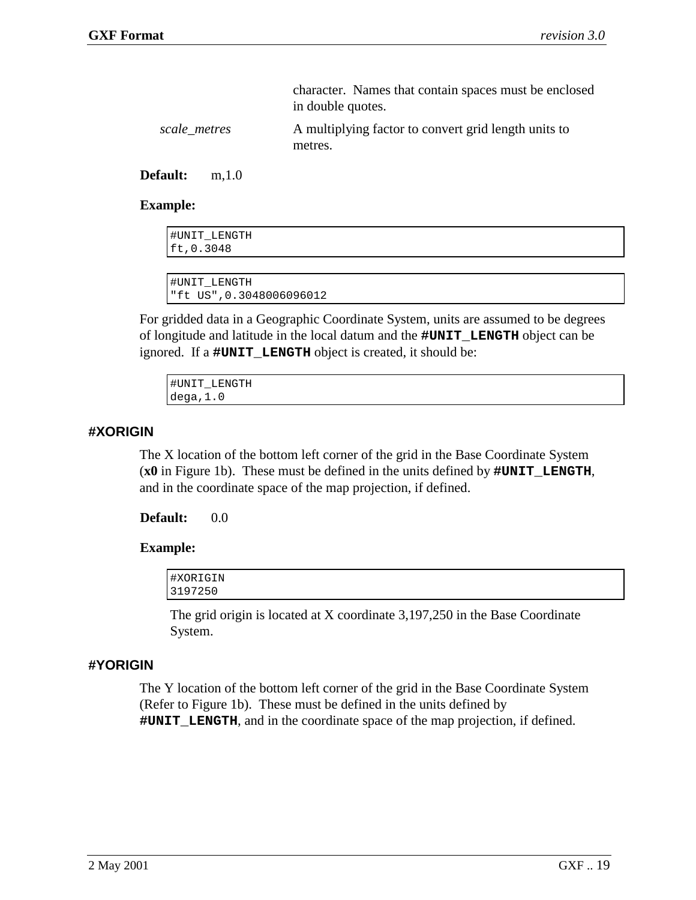| | |
|---|---|
| | character. Names that contain spaces must be enclosed in double quotes. |
| *scale_metres* | A multiplying factor to convert grid length units to metres. |

**Default:** m,1.0

**Example:**

```
#UNIT_LENGTH
ft,0.3048
```

```
#UNIT_LENGTH
"ft US",0.3048006096012
```

For gridded data in a Geographic Coordinate System, units are assumed to be degrees of longitude and latitude in the local datum and the **#UNIT_LENGTH** object can be ignored. If a **#UNIT_LENGTH** object is created, it should be:

```
#UNIT_LENGTH
dega,1.0
```

### #XORIGIN

The X location of the bottom left corner of the grid in the Base Coordinate System (**x0** in Figure 1b). These must be defined in the units defined by **#UNIT_LENGTH**, and in the coordinate space of the map projection, if defined.

**Default:** 0.0

**Example:**

```
#XORIGIN
3197250
```

The grid origin is located at X coordinate 3,197,250 in the Base Coordinate System.

### #YORIGIN

The Y location of the bottom left corner of the grid in the Base Coordinate System (Refer to Figure 1b). These must be defined in the units defined by **#UNIT_LENGTH**, and in the coordinate space of the map projection, if defined.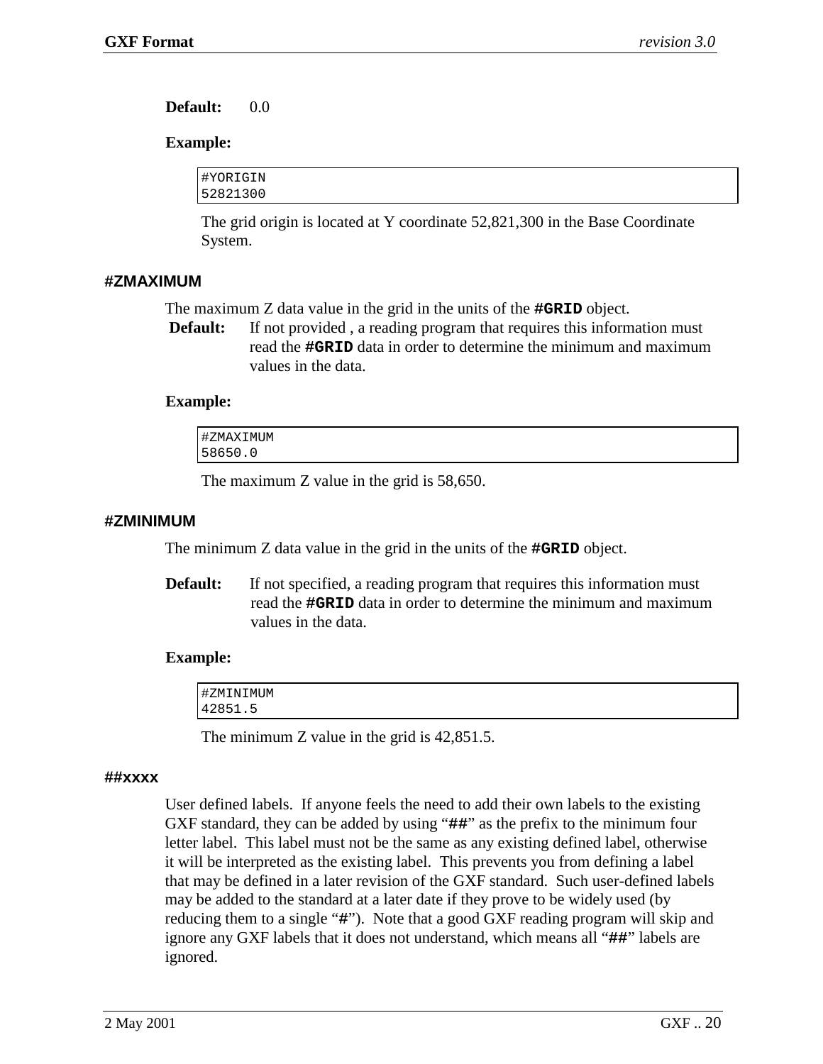**Default:** 0.0

**Example:**

```
#YORIGIN
52821300
```

The grid origin is located at Y coordinate 52,821,300 in the Base Coordinate System.

### #ZMAXIMUM

The maximum Z data value in the grid in the units of the **#GRID** object.

**Default:** If not provided , a reading program that requires this information must read the **#GRID** data in order to determine the minimum and maximum values in the data.

**Example:**

```
#ZMAXIMUM
58650.0
```

The maximum Z value in the grid is 58,650.

### #ZMINIMUM

The minimum Z data value in the grid in the units of the **#GRID** object.

**Default:** If not specified, a reading program that requires this information must read the **#GRID** data in order to determine the minimum and maximum values in the data.

**Example:**

```
#ZMINIMUM
42851.5
```

The minimum Z value in the grid is 42,851.5.

### ##xxxx

User defined labels. If anyone feels the need to add their own labels to the existing GXF standard, they can be added by using "**##**" as the prefix to the minimum four letter label. This label must not be the same as any existing defined label, otherwise it will be interpreted as the existing label. This prevents you from defining a label that may be defined in a later revision of the GXF standard. Such user-defined labels may be added to the standard at a later date if they prove to be widely used (by reducing them to a single "**#**"). Note that a good GXF reading program will skip and ignore any GXF labels that it does not understand, which means all "**##**" labels are ignored.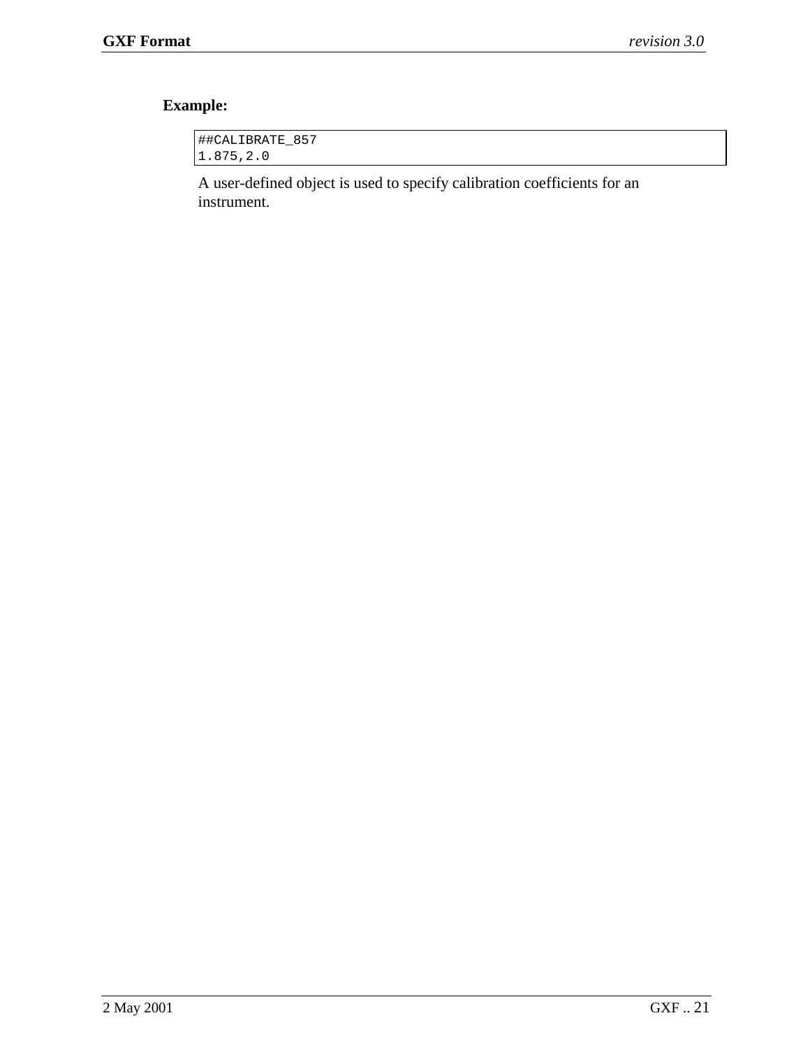**Example:**

```
##CALIBRATE_857
1.875,2.0
```

A user-defined object is used to specify calibration coefficients for an instrument.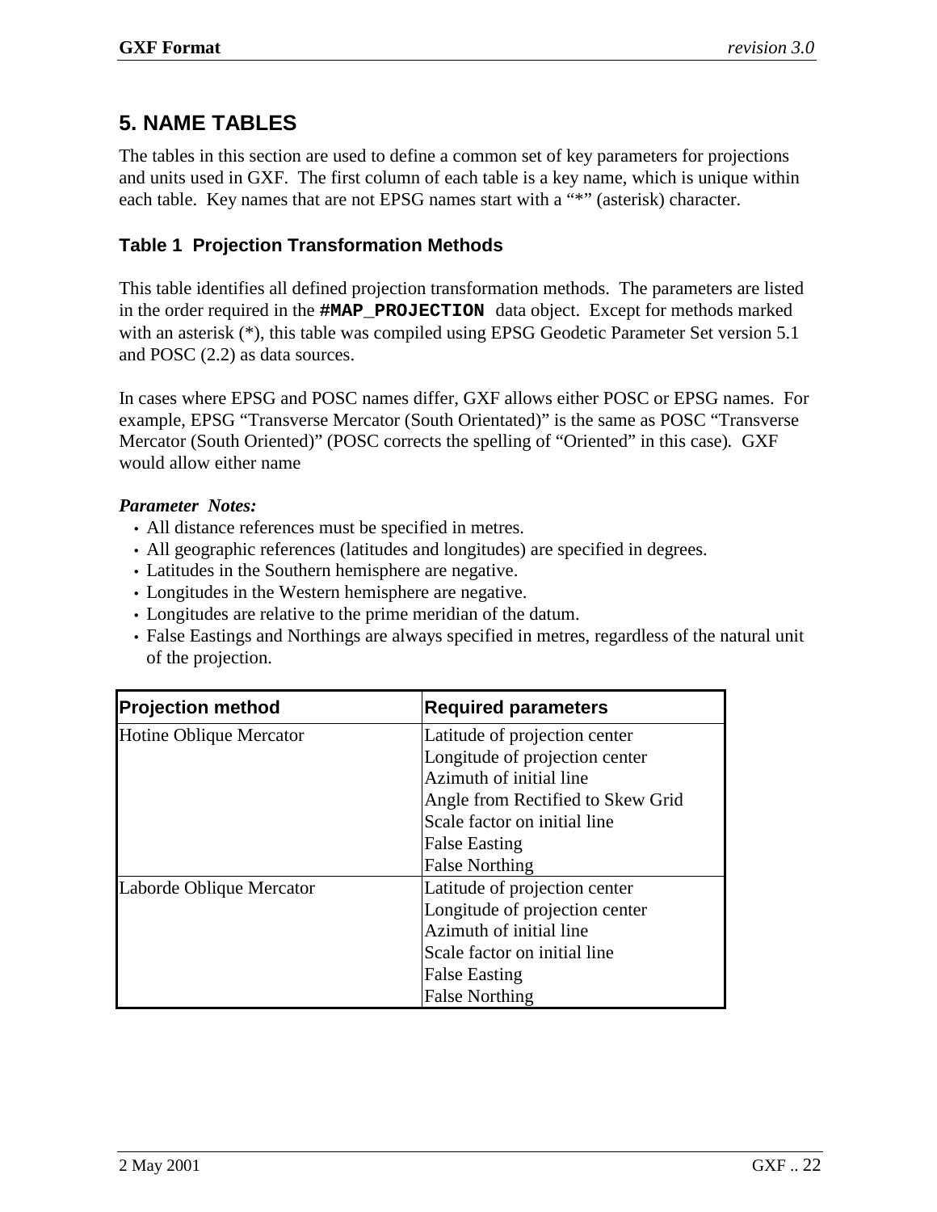# 5. NAME TABLES

The tables in this section are used to define a common set of key parameters for projections and units used in GXF. The first column of each table is a key name, which is unique within each table. Key names that are not EPSG names start with a "*" (asterisk) character.

### Table 1 Projection Transformation Methods

This table identifies all defined projection transformation methods. The parameters are listed in the order required in the **`#MAP_PROJECTION`** data object. Except for methods marked with an asterisk (*), this table was compiled using EPSG Geodetic Parameter Set version 5.1 and POSC (2.2) as data sources.

In cases where EPSG and POSC names differ, GXF allows either POSC or EPSG names. For example, EPSG "Transverse Mercator (South Orientated)" is the same as POSC "Transverse Mercator (South Oriented)" (POSC corrects the spelling of "Oriented" in this case). GXF would allow either name

***Parameter Notes:***

- All distance references must be specified in metres.
- All geographic references (latitudes and longitudes) are specified in degrees.
- Latitudes in the Southern hemisphere are negative.
- Longitudes in the Western hemisphere are negative.
- Longitudes are relative to the prime meridian of the datum.
- False Eastings and Northings are always specified in metres, regardless of the natural unit of the projection.

| Projection method | Required parameters |
|---|---|
| Hotine Oblique Mercator | Latitude of projection center<br>Longitude of projection center<br>Azimuth of initial line<br>Angle from Rectified to Skew Grid<br>Scale factor on initial line<br>False Easting<br>False Northing |
| Laborde Oblique Mercator | Latitude of projection center<br>Longitude of projection center<br>Azimuth of initial line<br>Scale factor on initial line<br>False Easting<br>False Northing |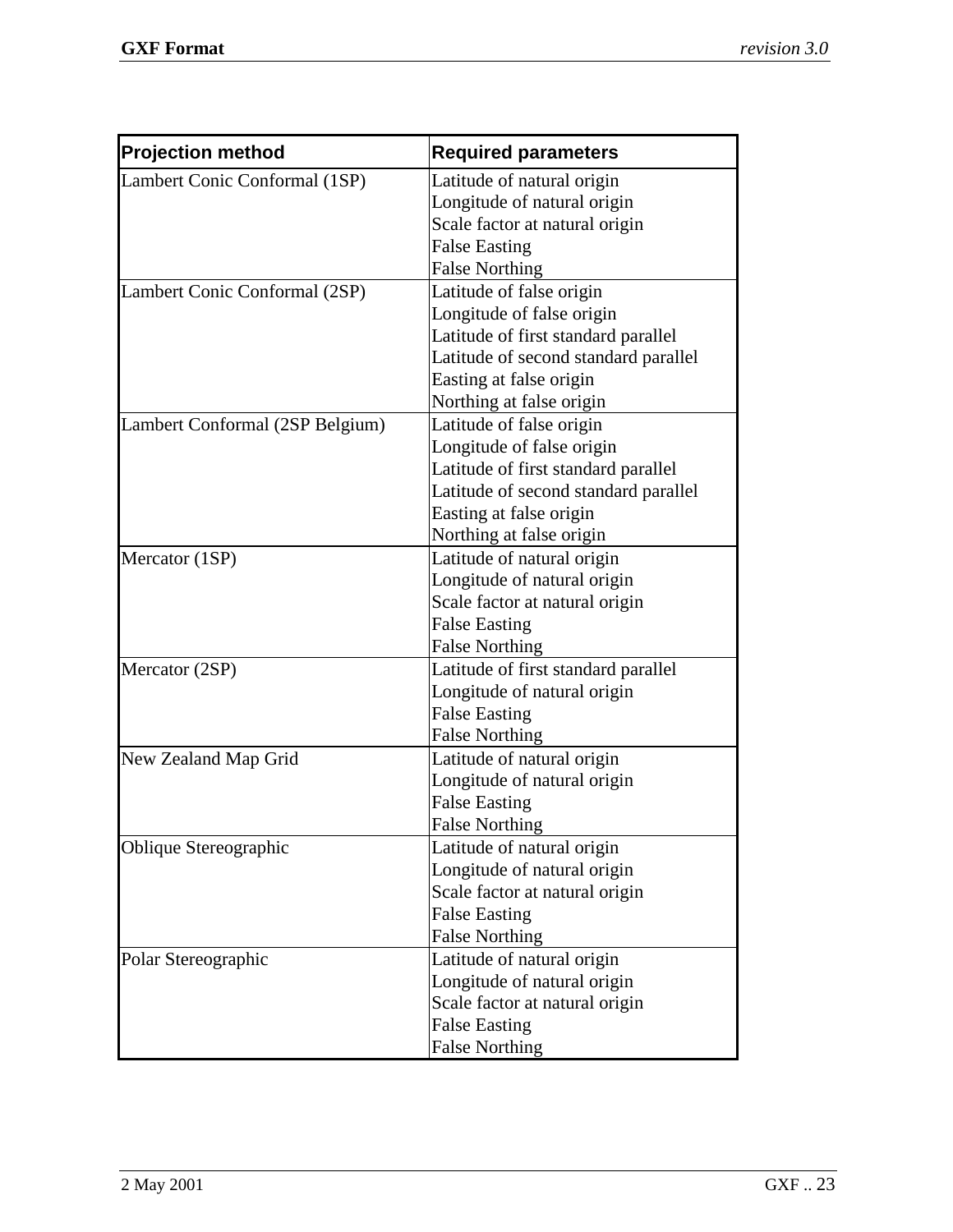| Projection method | Required parameters |
| --- | --- |
| Lambert Conic Conformal (1SP) | Latitude of natural origin<br>Longitude of natural origin<br>Scale factor at natural origin<br>False Easting<br>False Northing |
| Lambert Conic Conformal (2SP) | Latitude of false origin<br>Longitude of false origin<br>Latitude of first standard parallel<br>Latitude of second standard parallel<br>Easting at false origin<br>Northing at false origin |
| Lambert Conformal (2SP Belgium) | Latitude of false origin<br>Longitude of false origin<br>Latitude of first standard parallel<br>Latitude of second standard parallel<br>Easting at false origin<br>Northing at false origin |
| Mercator (1SP) | Latitude of natural origin<br>Longitude of natural origin<br>Scale factor at natural origin<br>False Easting<br>False Northing |
| Mercator (2SP) | Latitude of first standard parallel<br>Longitude of natural origin<br>False Easting<br>False Northing |
| New Zealand Map Grid | Latitude of natural origin<br>Longitude of natural origin<br>False Easting<br>False Northing |
| Oblique Stereographic | Latitude of natural origin<br>Longitude of natural origin<br>Scale factor at natural origin<br>False Easting<br>False Northing |
| Polar Stereographic | Latitude of natural origin<br>Longitude of natural origin<br>Scale factor at natural origin<br>False Easting<br>False Northing |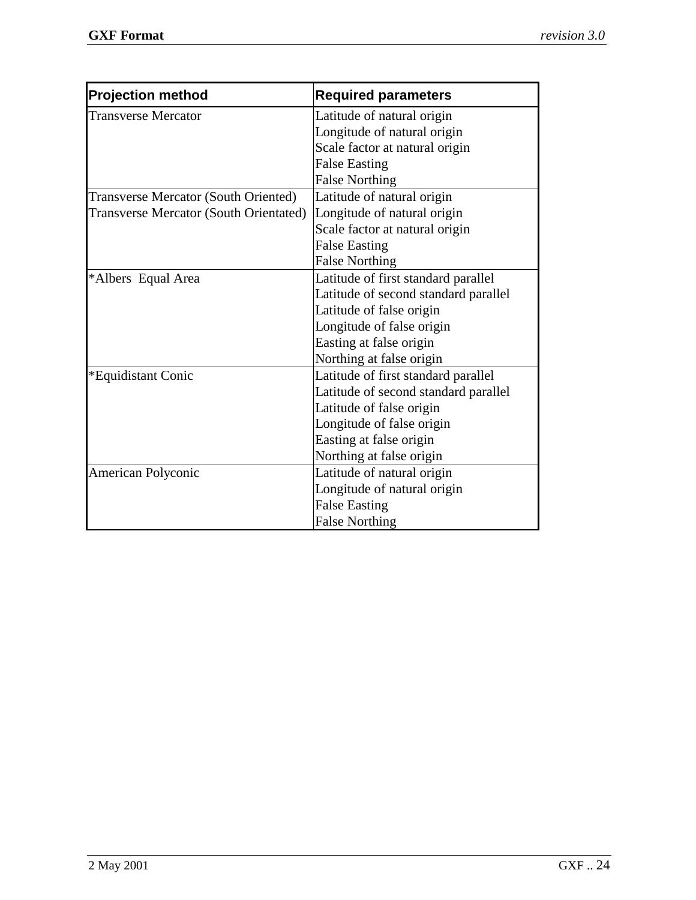| Projection method | Required parameters |
|---|---|
| Transverse Mercator | Latitude of natural origin<br>Longitude of natural origin<br>Scale factor at natural origin<br>False Easting<br>False Northing |
| Transverse Mercator (South Oriented)<br>Transverse Mercator (South Orientated) | Latitude of natural origin<br>Longitude of natural origin<br>Scale factor at natural origin<br>False Easting<br>False Northing |
| *Albers  Equal Area | Latitude of first standard parallel<br>Latitude of second standard parallel<br>Latitude of false origin<br>Longitude of false origin<br>Easting at false origin<br>Northing at false origin |
| *Equidistant Conic | Latitude of first standard parallel<br>Latitude of second standard parallel<br>Latitude of false origin<br>Longitude of false origin<br>Easting at false origin<br>Northing at false origin |
| American Polyconic | Latitude of natural origin<br>Longitude of natural origin<br>False Easting<br>False Northing |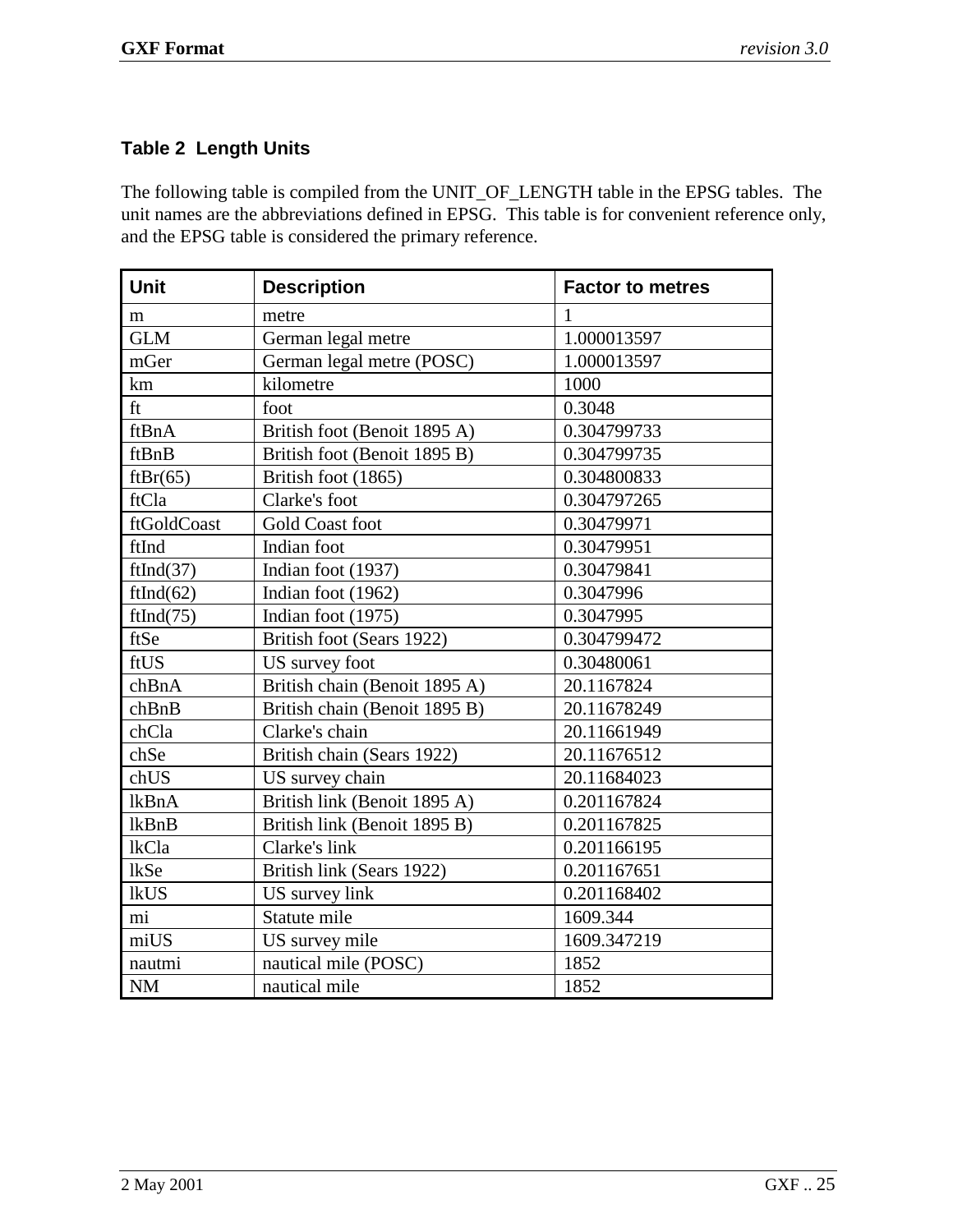### Table 2 Length Units

The following table is compiled from the UNIT_OF_LENGTH table in the EPSG tables. The unit names are the abbreviations defined in EPSG. This table is for convenient reference only, and the EPSG table is considered the primary reference.

| Unit | Description | Factor to metres |
|---|---|---|
| m | metre | 1 |
| GLM | German legal metre | 1.000013597 |
| mGer | German legal metre (POSC) | 1.000013597 |
| km | kilometre | 1000 |
| ft | foot | 0.3048 |
| ftBnA | British foot (Benoit 1895 A) | 0.304799733 |
| ftBnB | British foot (Benoit 1895 B) | 0.304799735 |
| ftBr(65) | British foot (1865) | 0.304800833 |
| ftCla | Clarke's foot | 0.304797265 |
| ftGoldCoast | Gold Coast foot | 0.30479971 |
| ftInd | Indian foot | 0.30479951 |
| ftInd(37) | Indian foot (1937) | 0.30479841 |
| ftInd(62) | Indian foot (1962) | 0.3047996 |
| ftInd(75) | Indian foot (1975) | 0.3047995 |
| ftSe | British foot (Sears 1922) | 0.304799472 |
| ftUS | US survey foot | 0.30480061 |
| chBnA | British chain (Benoit 1895 A) | 20.1167824 |
| chBnB | British chain (Benoit 1895 B) | 20.11678249 |
| chCla | Clarke's chain | 20.11661949 |
| chSe | British chain (Sears 1922) | 20.11676512 |
| chUS | US survey chain | 20.11684023 |
| lkBnA | British link (Benoit 1895 A) | 0.201167824 |
| lkBnB | British link (Benoit 1895 B) | 0.201167825 |
| lkCla | Clarke's link | 0.201166195 |
| lkSe | British link (Sears 1922) | 0.201167651 |
| lkUS | US survey link | 0.201168402 |
| mi | Statute mile | 1609.344 |
| miUS | US survey mile | 1609.347219 |
| nautmi | nautical mile (POSC) | 1852 |
| NM | nautical mile | 1852 |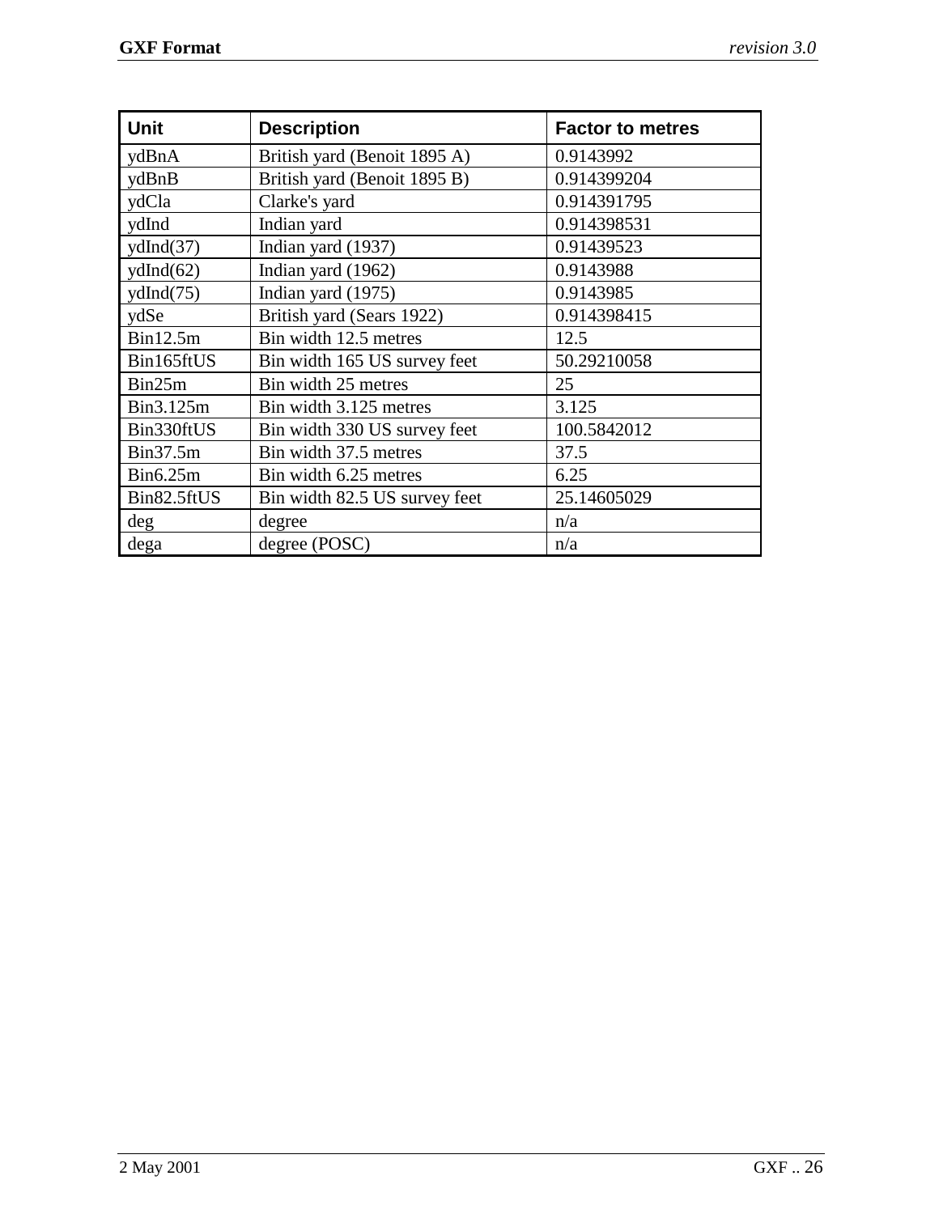| Unit | Description | Factor to metres |
| --- | --- | --- |
| ydBnA | British yard (Benoit 1895 A) | 0.9143992 |
| ydBnB | British yard (Benoit 1895 B) | 0.914399204 |
| ydCla | Clarke's yard | 0.914391795 |
| ydInd | Indian yard | 0.914398531 |
| ydInd(37) | Indian yard (1937) | 0.91439523 |
| ydInd(62) | Indian yard (1962) | 0.9143988 |
| ydInd(75) | Indian yard (1975) | 0.9143985 |
| ydSe | British yard (Sears 1922) | 0.914398415 |
| Bin12.5m | Bin width 12.5 metres | 12.5 |
| Bin165ftUS | Bin width 165 US survey feet | 50.29210058 |
| Bin25m | Bin width 25 metres | 25 |
| Bin3.125m | Bin width 3.125 metres | 3.125 |
| Bin330ftUS | Bin width 330 US survey feet | 100.5842012 |
| Bin37.5m | Bin width 37.5 metres | 37.5 |
| Bin6.25m | Bin width 6.25 metres | 6.25 |
| Bin82.5ftUS | Bin width 82.5 US survey feet | 25.14605029 |
| deg | degree | n/a |
| dega | degree (POSC) | n/a |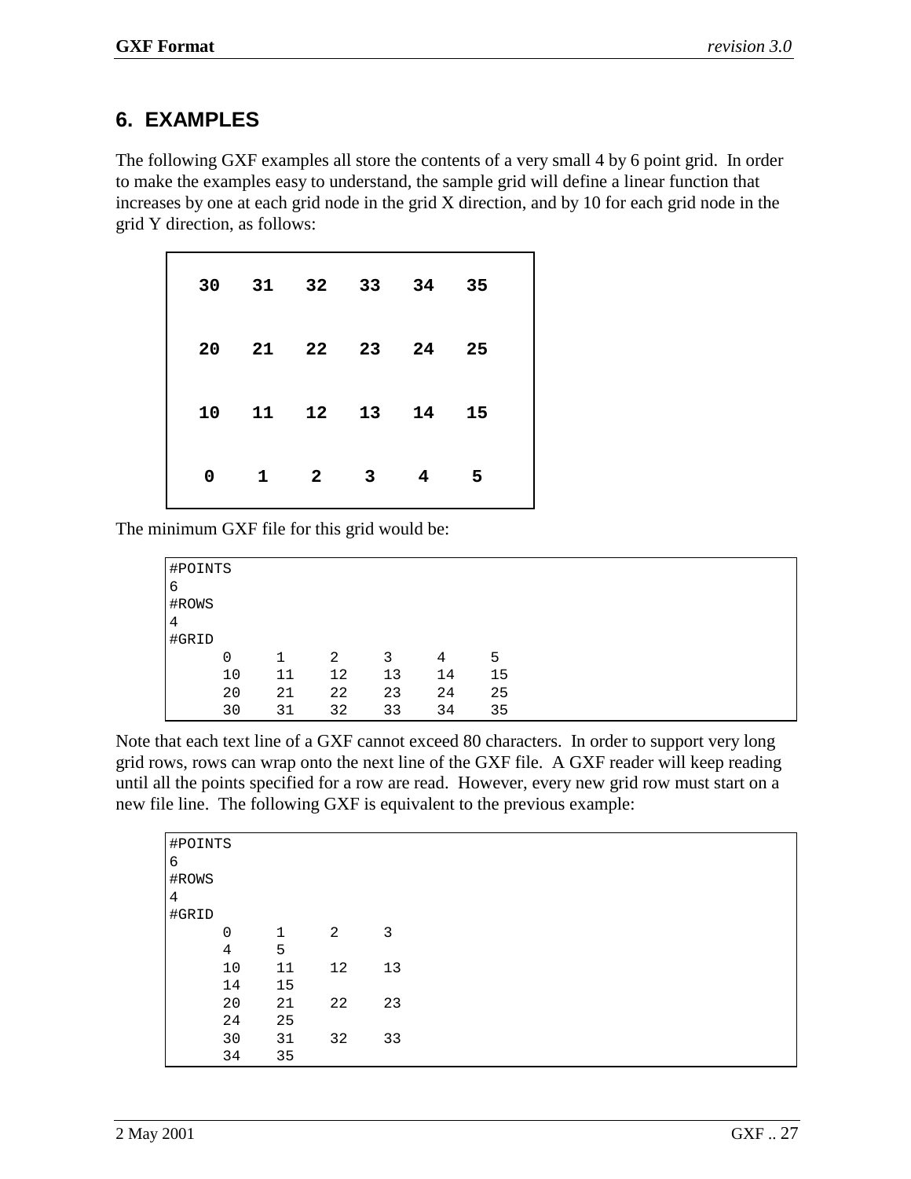## 6. EXAMPLES

The following GXF examples all store the contents of a very small 4 by 6 point grid. In order to make the examples easy to understand, the sample grid will define a linear function that increases by one at each grid node in the grid X direction, and by 10 for each grid node in the grid Y direction, as follows:

```
30   31   32   33   34   35

20   21   22   23   24   25

10   11   12   13   14   15

 0    1    2    3    4    5
```

The minimum GXF file for this grid would be:

```
#POINTS
6
#ROWS
4
#GRID
      0     1     2     3     4     5
      10    11    12    13    14    15
      20    21    22    23    24    25
      30    31    32    33    34    35
```

Note that each text line of a GXF cannot exceed 80 characters. In order to support very long grid rows, rows can wrap onto the next line of the GXF file. A GXF reader will keep reading until all the points specified for a row are read. However, every new grid row must start on a new file line. The following GXF is equivalent to the previous example:

```
#POINTS
6
#ROWS
4
#GRID
      0     1     2     3
      4     5
      10    11    12    13
      14    15
      20    21    22    23
      24    25
      30    31    32    33
      34    35
```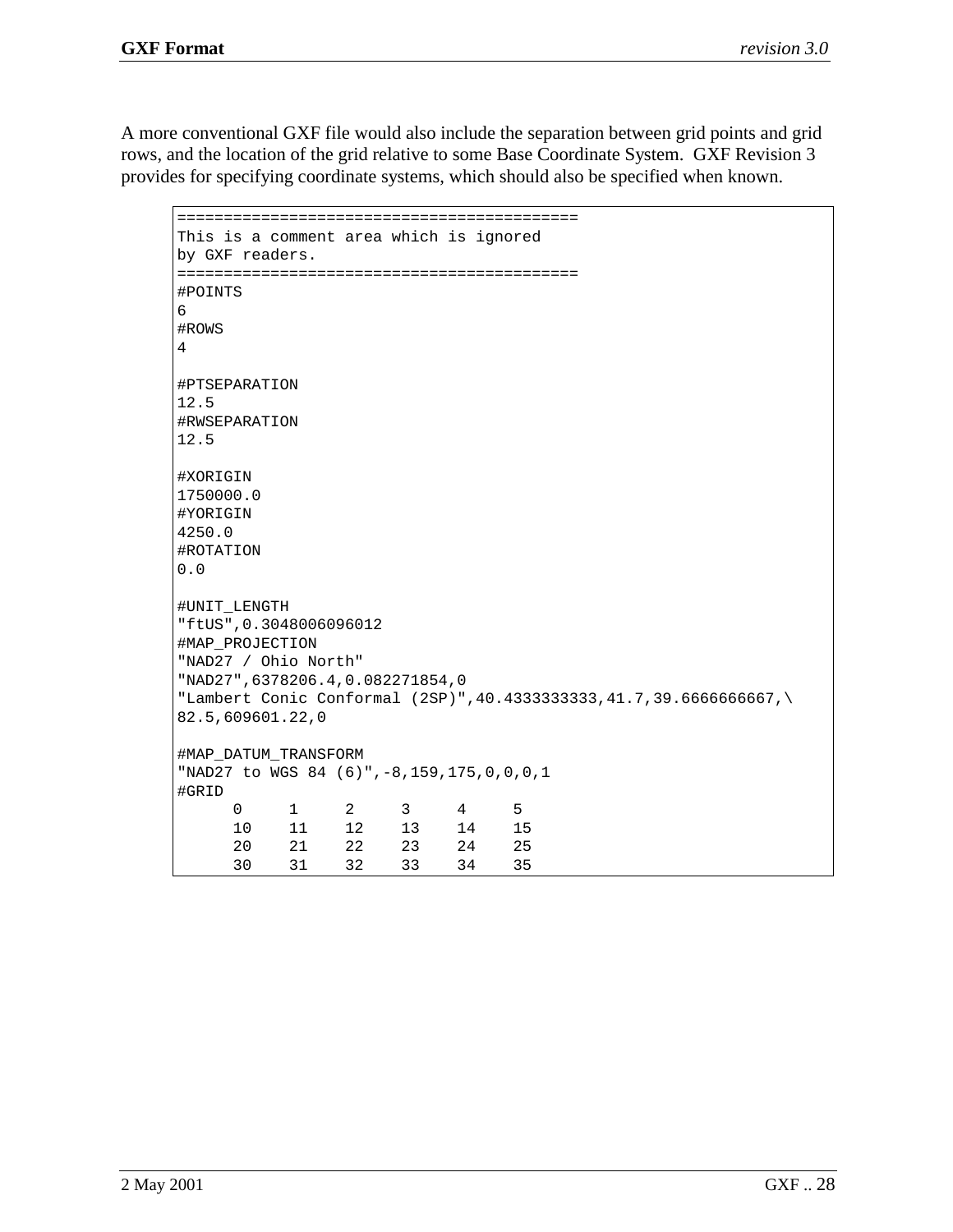A more conventional GXF file would also include the separation between grid points and grid rows, and the location of the grid relative to some Base Coordinate System. GXF Revision 3 provides for specifying coordinate systems, which should also be specified when known.

```
===========================================
This is a comment area which is ignored
by GXF readers.
===========================================
#POINTS
6
#ROWS
4

#PTSEPARATION
12.5
#RWSEPARATION
12.5

#XORIGIN
1750000.0
#YORIGIN
4250.0
#ROTATION
0.0

#UNIT_LENGTH
"ftUS",0.3048006096012
#MAP_PROJECTION
"NAD27 / Ohio North"
"NAD27",6378206.4,0.082271854,0
"Lambert Conic Conformal (2SP)",40.4333333333,41.7,39.6666666667,\
82.5,609601.22,0

#MAP_DATUM_TRANSFORM
"NAD27 to WGS 84 (6)",-8,159,175,0,0,0,1
#GRID
      0     1     2     3     4     5
     10    11    12    13    14    15
     20    21    22    23    24    25
     30    31    32    33    34    35
```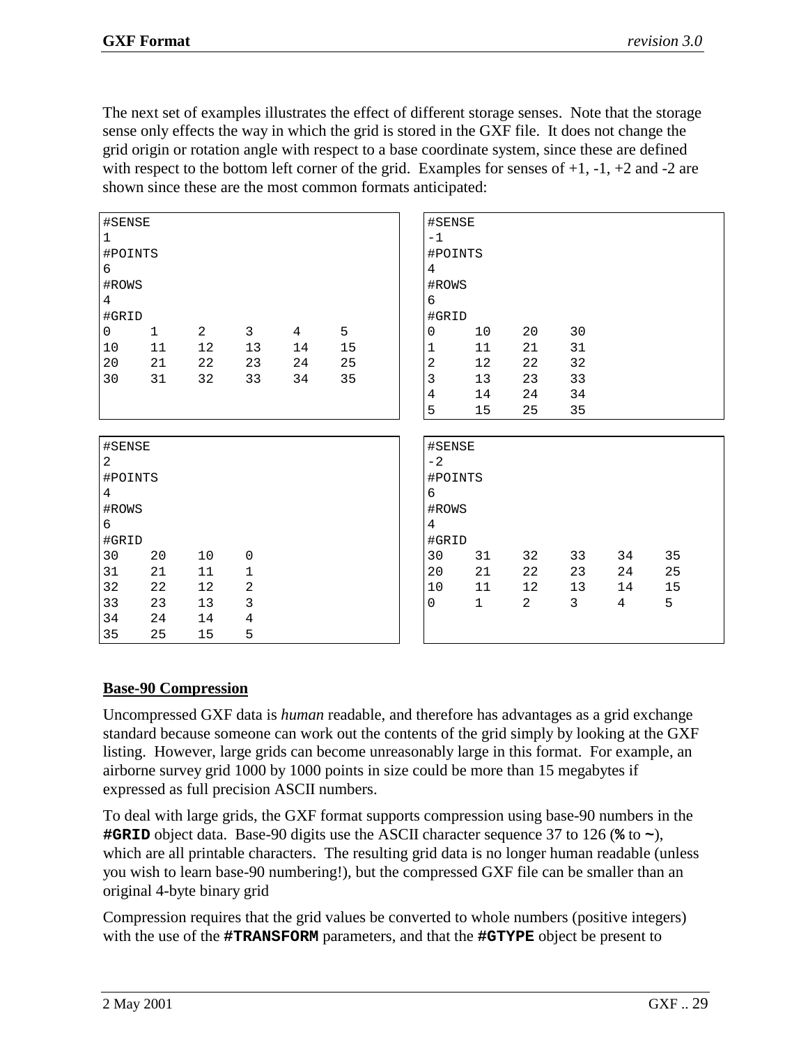The next set of examples illustrates the effect of different storage senses. Note that the storage sense only effects the way in which the grid is stored in the GXF file. It does not change the grid origin or rotation angle with respect to a base coordinate system, since these are defined with respect to the bottom left corner of the grid. Examples for senses of +1, -1, +2 and -2 are shown since these are the most common formats anticipated:

```
#SENSE
1
#POINTS
6
#ROWS
4
#GRID
0     1     2     3     4     5
10    11    12    13    14    15
20    21    22    23    24    25
30    31    32    33    34    35
```

```
#SENSE
-1
#POINTS
4
#ROWS
6
#GRID
0     10    20    30
1     11    21    31
2     12    22    32
3     13    23    33
4     14    24    34
5     15    25    35
```

```
#SENSE
2
#POINTS
4
#ROWS
6
#GRID
30    20    10    0
31    21    11    1
32    22    12    2
33    23    13    3
34    24    14    4
35    25    15    5
```

```
#SENSE
-2
#POINTS
6
#ROWS
4
#GRID
30    31    32    33    34    35
20    21    22    23    24    25
10    11    12    13    14    15
0     1     2     3     4     5
```

**Base-90 Compression**

Uncompressed GXF data is *human* readable, and therefore has advantages as a grid exchange standard because someone can work out the contents of the grid simply by looking at the GXF listing. However, large grids can become unreasonably large in this format. For example, an airborne survey grid 1000 by 1000 points in size could be more than 15 megabytes if expressed as full precision ASCII numbers.

To deal with large grids, the GXF format supports compression using base-90 numbers in the **#GRID** object data. Base-90 digits use the ASCII character sequence 37 to 126 (**%** to **~**), which are all printable characters. The resulting grid data is no longer human readable (unless you wish to learn base-90 numbering!), but the compressed GXF file can be smaller than an original 4-byte binary grid

Compression requires that the grid values be converted to whole numbers (positive integers) with the use of the **#TRANSFORM** parameters, and that the **#GTYPE** object be present to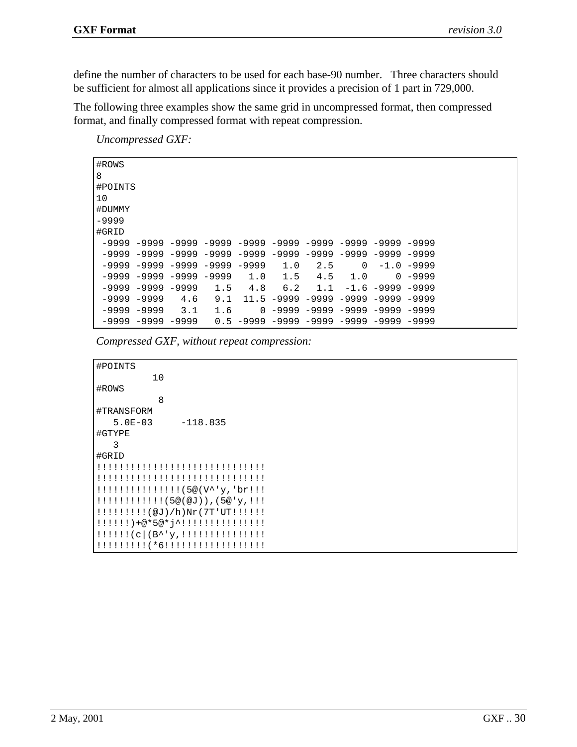define the number of characters to be used for each base-90 number. Three characters should be sufficient for almost all applications since it provides a precision of 1 part in 729,000.

The following three examples show the same grid in uncompressed format, then compressed format, and finally compressed format with repeat compression.

*Uncompressed GXF:*

```
#ROWS
8
#POINTS
10
#DUMMY
-9999
#GRID
 -9999 -9999 -9999 -9999 -9999 -9999 -9999 -9999 -9999 -9999
 -9999 -9999 -9999 -9999 -9999 -9999 -9999 -9999 -9999 -9999
 -9999 -9999 -9999 -9999 -9999   1.0   2.5     0  -1.0 -9999
 -9999 -9999 -9999 -9999   1.0   1.5   4.5   1.0     0 -9999
 -9999 -9999 -9999   1.5   4.8   6.2   1.1  -1.6 -9999 -9999
 -9999 -9999   4.6   9.1  11.5 -9999 -9999 -9999 -9999 -9999
 -9999 -9999   3.1   1.6     0 -9999 -9999 -9999 -9999 -9999
 -9999 -9999 -9999   0.5 -9999 -9999 -9999 -9999 -9999 -9999
```

*Compressed GXF, without repeat compression:*

```
#POINTS
          10
#ROWS
           8
#TRANSFORM
   5.0E-03     -118.835
#GTYPE
   3
#GRID
!!!!!!!!!!!!!!!!!!!!!!!!!!!!!!
!!!!!!!!!!!!!!!!!!!!!!!!!!!!!!
!!!!!!!!!!!!!!!(5@(V^'y,'br!!!
!!!!!!!!!!!!(5@(@J)),(5@'y,!!!
!!!!!!!!!(@J)/h)Nr(7T'UT!!!!!!
!!!!!!)+@*5@*j^!!!!!!!!!!!!!!!
!!!!!!(c|(B^'y,!!!!!!!!!!!!!!!
!!!!!!!!!(*6!!!!!!!!!!!!!!!!!!
```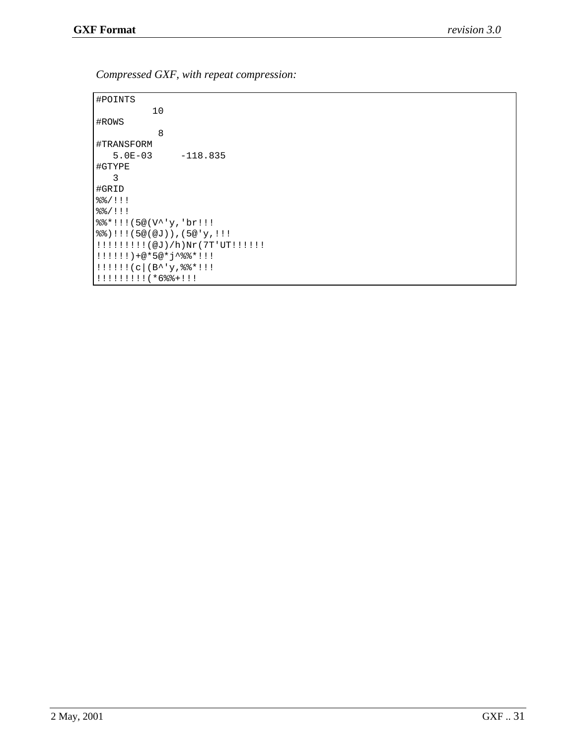*Compressed GXF, with repeat compression:*

```
#POINTS
          10
#ROWS
           8
#TRANSFORM
   5.0E-03     -118.835
#GTYPE
   3
#GRID
%%/!!!
%%/!!!
%%*!!!(5@(V^'y,'br!!!
%%)!!!(5@(@J)),(5@'y,!!!
!!!!!!!!!(@J)/h)Nr(7T'UT!!!!!
!!!!!!)+@*5@*j^%%*!!!
!!!!!!(c|(B^'y,%%*!!!
!!!!!!!!!(*6%%+!!!
```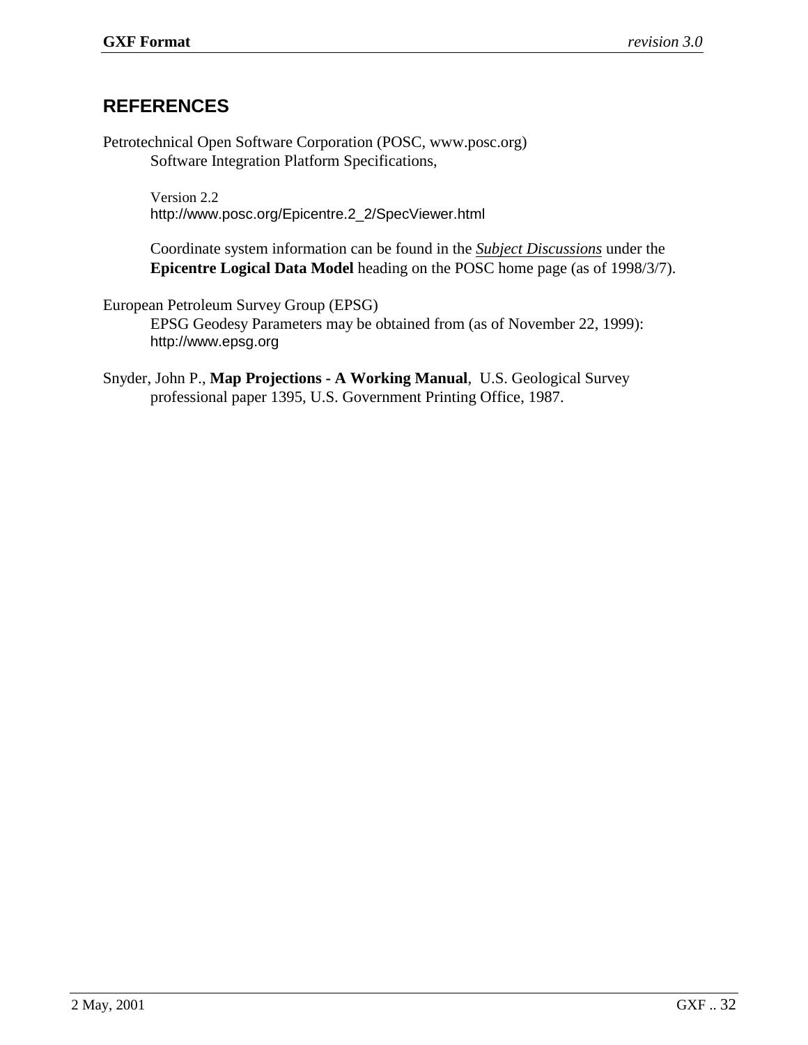## REFERENCES

Petrotechnical Open Software Corporation (POSC, www.posc.org)
Software Integration Platform Specifications,

Version 2.2
http://www.posc.org/Epicentre.2_2/SpecViewer.html

Coordinate system information can be found in the *Subject Discussions* under the **Epicentre Logical Data Model** heading on the POSC home page (as of 1998/3/7).

European Petroleum Survey Group (EPSG)
EPSG Geodesy Parameters may be obtained from (as of November 22, 1999):
http://www.epsg.org

Snyder, John P., **Map Projections - A Working Manual**, U.S. Geological Survey professional paper 1395, U.S. Government Printing Office, 1987.